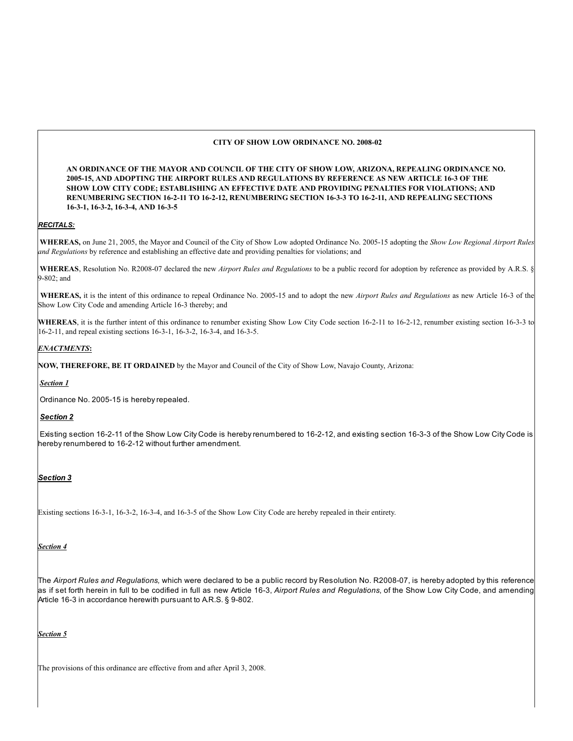# CITY OF SHOW LOW ORDINANCE NO. 2008-02

**AN ORDINANCE OF THE MAYOR AND COUNCIL OF THE CITY OF SHOW LOW, ARIZONA, REPEALING ORDINANCE NO. 2005-15, AND ADOPTING THE AIRPORT RULES AND REGULATIONS BY REFERENCE AS NEW ARTICLE 16-3 OF THE SHOW LOW CITY CODE; ESTABLISHING AN EFFECTIVE DATE AND PROVIDING PENALTIES FOR VIOLATIONS; AND RENUMBERING SECTION 16-2-11 TO 16-2-12, RENUMBERING SECTION 16-3-3 TO 16-2-11, AND REPEALING SECTIONS 16-3-1, 16-3-2, 16-3-4, AND 16-3-5**

***RECITALS:***

**WHEREAS,** on June 21, 2005, the Mayor and Council of the City of Show Low adopted Ordinance No. 2005-15 adopting the *Show Low Regional Airport Rules and Regulations* by reference and establishing an effective date and providing penalties for violations; and

**WHEREAS**, Resolution No. R2008-07 declared the new *Airport Rules and Regulations* to be a public record for adoption by reference as provided by A.R.S. § 9-802; and

**WHEREAS,** it is the intent of this ordinance to repeal Ordinance No. 2005-15 and to adopt the new *Airport Rules and Regulations* as new Article 16-3 of the Show Low City Code and amending Article 16-3 thereby; and

**WHEREAS**, it is the further intent of this ordinance to renumber existing Show Low City Code section 16-2-11 to 16-2-12, renumber existing section 16-3-3 to 16-2-11, and repeal existing sections 16-3-1, 16-3-2, 16-3-4, and 16-3-5.

***ENACTMENTS*:**

**NOW, THEREFORE, BE IT ORDAINED** by the Mayor and Council of the City of Show Low, Navajo County, Arizona:

***Section 1***

Ordinance No. 2005-15 is hereby repealed.

***Section 2***

Existing section 16-2-11 of the Show Low City Code is hereby renumbered to 16-2-12, and existing section 16-3-3 of the Show Low City Code is hereby renumbered to 16-2-12 without further amendment.

***Section 3***

Existing sections 16-3-1, 16-3-2, 16-3-4, and 16-3-5 of the Show Low City Code are hereby repealed in their entirety.

***Section 4***

The *Airport Rules and Regulations,* which were declared to be a public record by Resolution No. R2008-07, is hereby adopted by this reference as if set forth herein in full to be codified in full as new Article 16-3, *Airport Rules and Regulations*, of the Show Low City Code, and amending Article 16-3 in accordance herewith pursuant to A.R.S. § 9-802.

***Section 5***

The provisions of this ordinance are effective from and after April 3, 2008.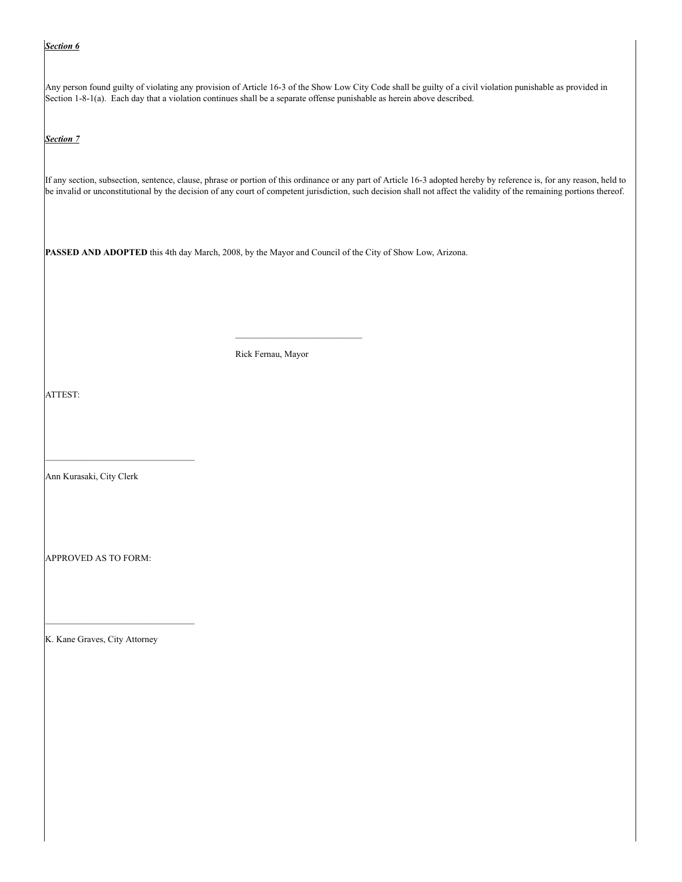***Section 6***

Any person found guilty of violating any provision of Article 16-3 of the Show Low City Code shall be guilty of a civil violation punishable as provided in Section 1-8-1(a). Each day that a violation continues shall be a separate offense punishable as herein above described.

***Section 7***

If any section, subsection, sentence, clause, phrase or portion of this ordinance or any part of Article 16-3 adopted hereby by reference is, for any reason, held to be invalid or unconstitutional by the decision of any court of competent jurisdiction, such decision shall not affect the validity of the remaining portions thereof.

**PASSED AND ADOPTED** this 4th day March, 2008, by the Mayor and Council of the City of Show Low, Arizona.

\_\_\_\_\_\_\_\_\_\_\_\_\_\_\_\_\_\_\_\_\_\_\_\_\_\_\_\_

Rick Fernau, Mayor

ATTEST:

\_\_\_\_\_\_\_\_\_\_\_\_\_\_\_\_\_\_\_\_\_\_\_\_\_\_\_\_\_\_\_\_

Ann Kurasaki, City Clerk

APPROVED AS TO FORM:

\_\_\_\_\_\_\_\_\_\_\_\_\_\_\_\_\_\_\_\_\_\_\_\_\_\_\_\_\_\_\_\_

K. Kane Graves, City Attorney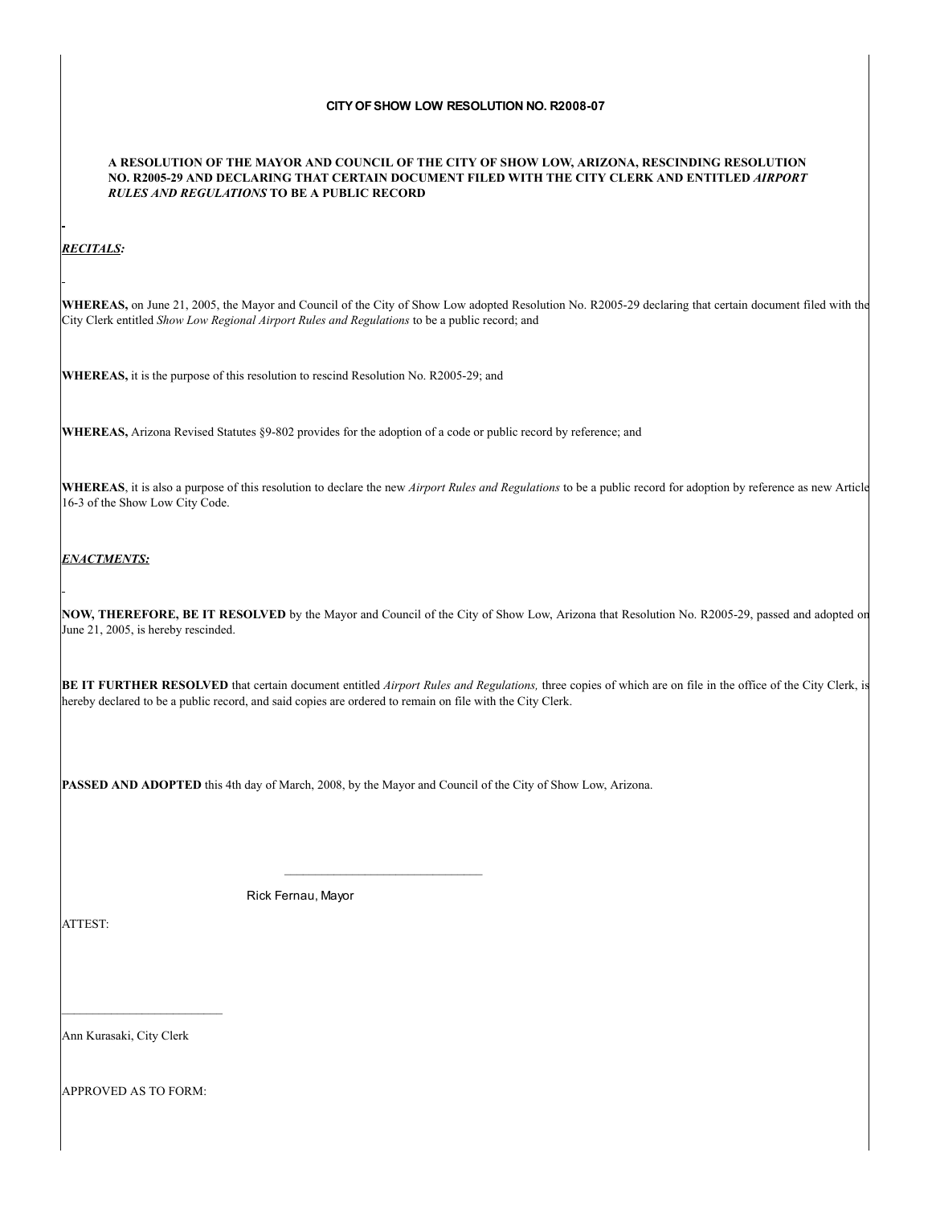**CITY OF SHOW LOW RESOLUTION NO. R2008-07**

**A RESOLUTION OF THE MAYOR AND COUNCIL OF THE CITY OF SHOW LOW, ARIZONA, RESCINDING RESOLUTION NO. R2005-29 AND DECLARING THAT CERTAIN DOCUMENT FILED WITH THE CITY CLERK AND ENTITLED *AIRPORT RULES AND REGULATIONS* TO BE A PUBLIC RECORD**

***RECITALS:***

**WHEREAS,** on June 21, 2005, the Mayor and Council of the City of Show Low adopted Resolution No. R2005-29 declaring that certain document filed with the City Clerk entitled *Show Low Regional Airport Rules and Regulations* to be a public record; and

**WHEREAS,** it is the purpose of this resolution to rescind Resolution No. R2005-29; and

**WHEREAS,** Arizona Revised Statutes §9-802 provides for the adoption of a code or public record by reference; and

**WHEREAS**, it is also a purpose of this resolution to declare the new *Airport Rules and Regulations* to be a public record for adoption by reference as new Article 16-3 of the Show Low City Code.

***ENACTMENTS:***

**NOW, THEREFORE, BE IT RESOLVED** by the Mayor and Council of the City of Show Low, Arizona that Resolution No. R2005-29, passed and adopted on June 21, 2005, is hereby rescinded.

**BE IT FURTHER RESOLVED** that certain document entitled *Airport Rules and Regulations,* three copies of which are on file in the office of the City Clerk, is hereby declared to be a public record, and said copies are ordered to remain on file with the City Clerk.

**PASSED AND ADOPTED** this 4th day of March, 2008, by the Mayor and Council of the City of Show Low, Arizona.

\_\_\_\_\_\_\_\_\_\_\_\_\_\_\_\_\_\_\_\_\_\_\_\_\_\_\_\_\_\_

Rick Fernau, Mayor

ATTEST:

\_\_\_\_\_\_\_\_\_\_\_\_\_\_\_\_\_\_\_\_\_\_\_\_\_

Ann Kurasaki, City Clerk

APPROVED AS TO FORM: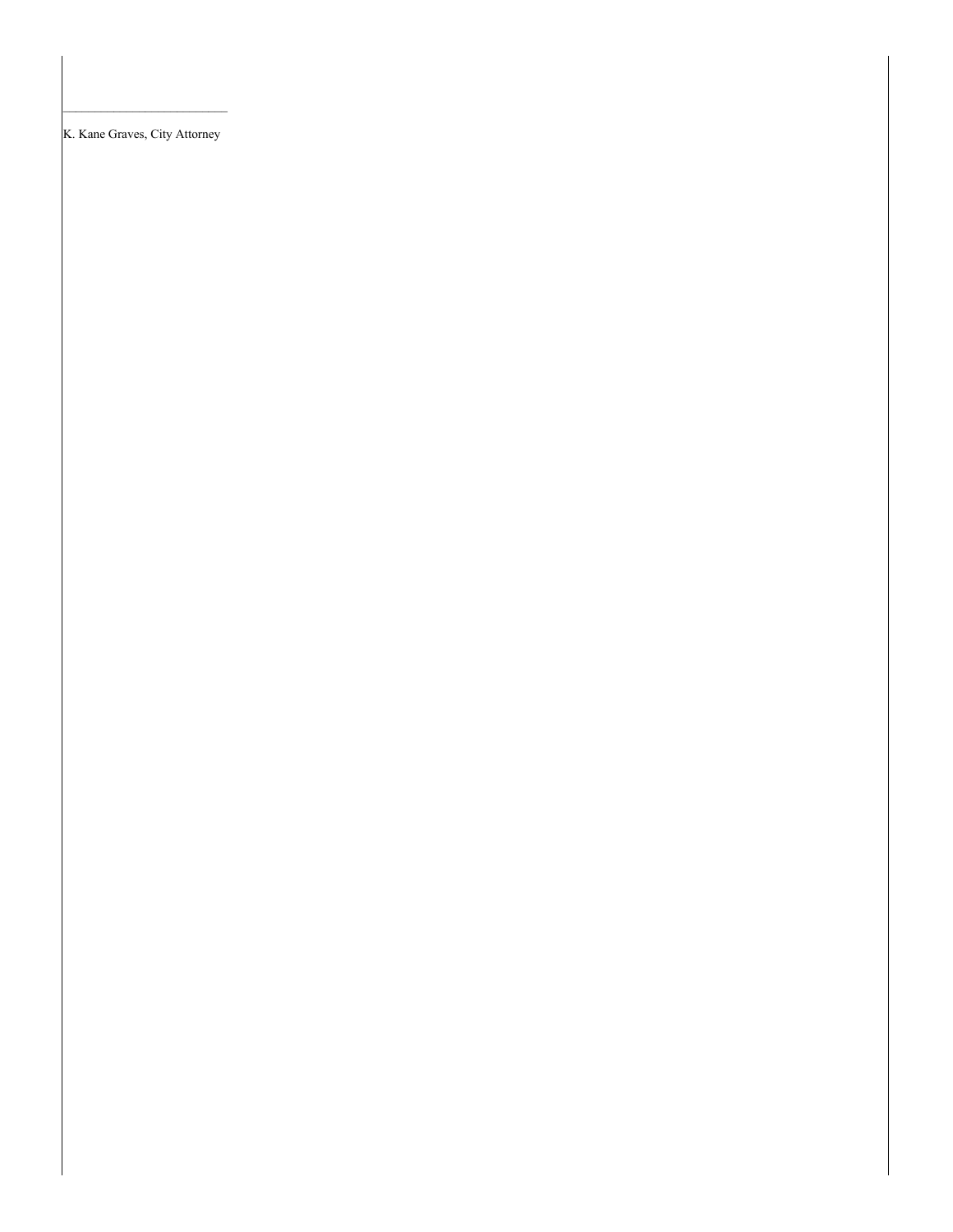\_\_\_\_\_\_\_\_\_\_\_\_\_\_\_\_\_\_\_\_\_\_\_\_

K. Kane Graves, City Attorney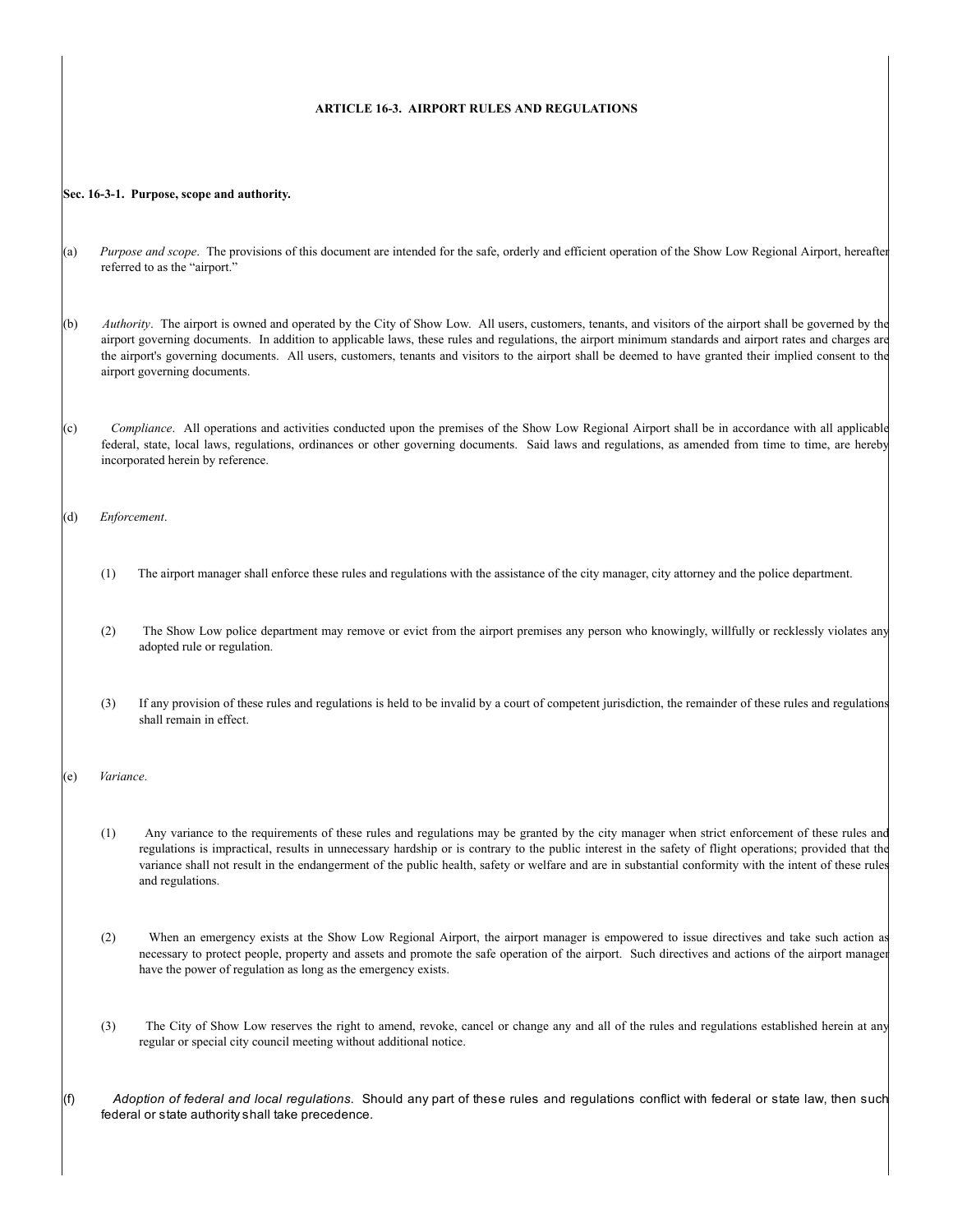# ARTICLE 16-3. AIRPORT RULES AND REGULATIONS

**Sec. 16-3-1. Purpose, scope and authority.**

(a) *Purpose and scope*. The provisions of this document are intended for the safe, orderly and efficient operation of the Show Low Regional Airport, hereafter referred to as the "airport."

(b) *Authority*. The airport is owned and operated by the City of Show Low. All users, customers, tenants, and visitors of the airport shall be governed by the airport governing documents. In addition to applicable laws, these rules and regulations, the airport minimum standards and airport rates and charges are the airport's governing documents. All users, customers, tenants and visitors to the airport shall be deemed to have granted their implied consent to the airport governing documents.

(c) *Compliance*. All operations and activities conducted upon the premises of the Show Low Regional Airport shall be in accordance with all applicable federal, state, local laws, regulations, ordinances or other governing documents. Said laws and regulations, as amended from time to time, are hereby incorporated herein by reference.

(d) *Enforcement*.

(1) The airport manager shall enforce these rules and regulations with the assistance of the city manager, city attorney and the police department.

(2) The Show Low police department may remove or evict from the airport premises any person who knowingly, willfully or recklessly violates any adopted rule or regulation.

(3) If any provision of these rules and regulations is held to be invalid by a court of competent jurisdiction, the remainder of these rules and regulations shall remain in effect.

(e) *Variance*.

(1) Any variance to the requirements of these rules and regulations may be granted by the city manager when strict enforcement of these rules and regulations is impractical, results in unnecessary hardship or is contrary to the public interest in the safety of flight operations; provided that the variance shall not result in the endangerment of the public health, safety or welfare and are in substantial conformity with the intent of these rules and regulations.

(2) When an emergency exists at the Show Low Regional Airport, the airport manager is empowered to issue directives and take such action as necessary to protect people, property and assets and promote the safe operation of the airport. Such directives and actions of the airport manager have the power of regulation as long as the emergency exists.

(3) The City of Show Low reserves the right to amend, revoke, cancel or change any and all of the rules and regulations established herein at any regular or special city council meeting without additional notice.

(f) *Adoption of federal and local regulations*. Should any part of these rules and regulations conflict with federal or state law, then such federal or state authority shall take precedence.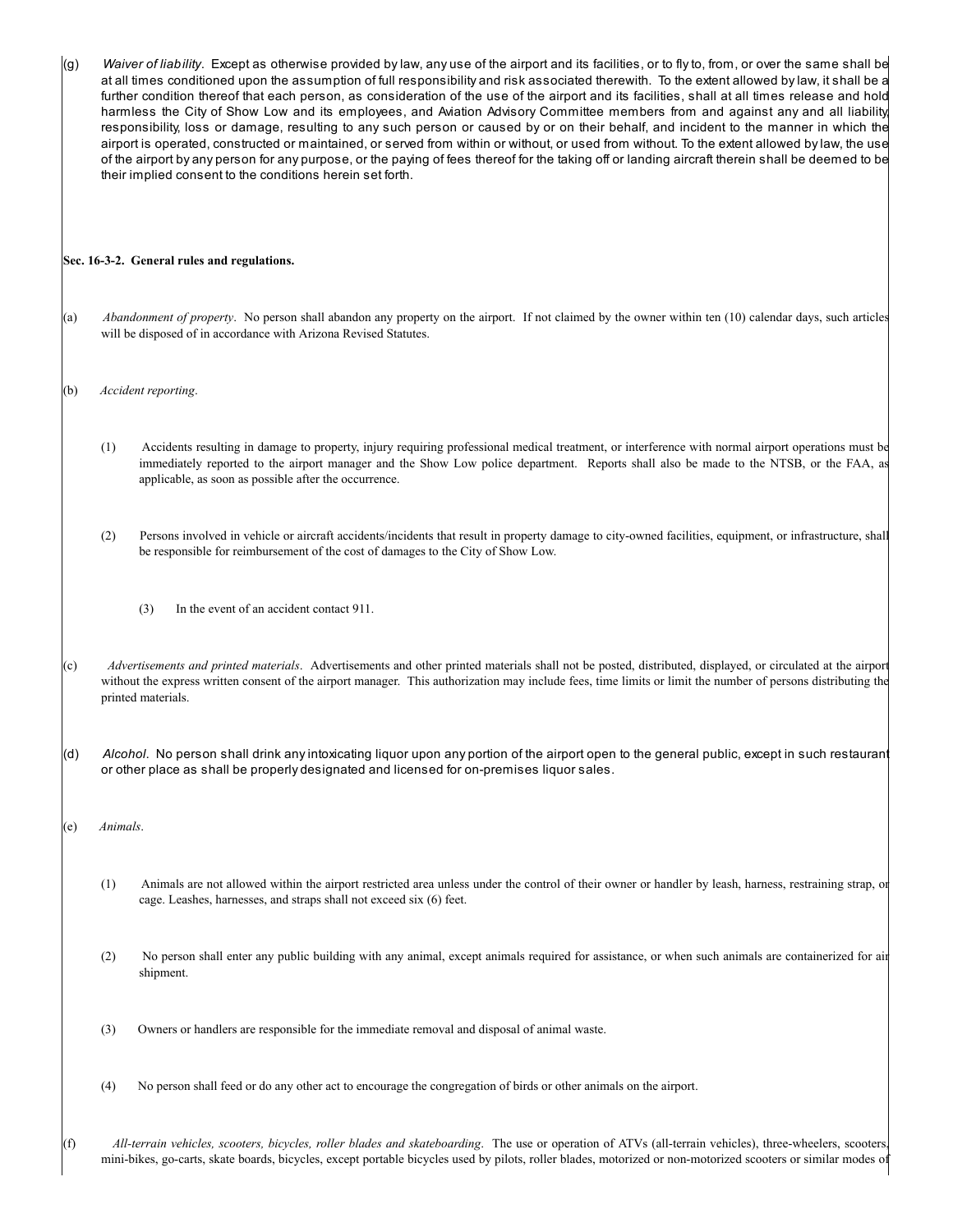(g) *Waiver of liability*. Except as otherwise provided by law, any use of the airport and its facilities, or to fly to, from, or over the same shall be at all times conditioned upon the assumption of full responsibility and risk associated therewith. To the extent allowed by law, it shall be a further condition thereof that each person, as consideration of the use of the airport and its facilities, shall at all times release and hold harmless the City of Show Low and its employees, and Aviation Advisory Committee members from and against any and all liability, responsibility, loss or damage, resulting to any such person or caused by or on their behalf, and incident to the manner in which the airport is operated, constructed or maintained, or served from within or without, or used from without. To the extent allowed by law, the use of the airport by any person for any purpose, or the paying of fees thereof for the taking off or landing aircraft therein shall be deemed to be their implied consent to the conditions herein set forth.

**Sec. 16-3-2. General rules and regulations.**

(a) *Abandonment of property*. No person shall abandon any property on the airport. If not claimed by the owner within ten (10) calendar days, such articles will be disposed of in accordance with Arizona Revised Statutes.

(b) *Accident reporting*.

(1) Accidents resulting in damage to property, injury requiring professional medical treatment, or interference with normal airport operations must be immediately reported to the airport manager and the Show Low police department. Reports shall also be made to the NTSB, or the FAA, as applicable, as soon as possible after the occurrence.

(2) Persons involved in vehicle or aircraft accidents/incidents that result in property damage to city-owned facilities, equipment, or infrastructure, shall be responsible for reimbursement of the cost of damages to the City of Show Low.

(3) In the event of an accident contact 911.

(c) *Advertisements and printed materials*. Advertisements and other printed materials shall not be posted, distributed, displayed, or circulated at the airport without the express written consent of the airport manager. This authorization may include fees, time limits or limit the number of persons distributing the printed materials.

(d) *Alcohol*. No person shall drink any intoxicating liquor upon any portion of the airport open to the general public, except in such restaurant or other place as shall be properly designated and licensed for on-premises liquor sales.

(e) *Animals*.

(1) Animals are not allowed within the airport restricted area unless under the control of their owner or handler by leash, harness, restraining strap, or cage. Leashes, harnesses, and straps shall not exceed six (6) feet.

(2) No person shall enter any public building with any animal, except animals required for assistance, or when such animals are containerized for air shipment.

(3) Owners or handlers are responsible for the immediate removal and disposal of animal waste.

(4) No person shall feed or do any other act to encourage the congregation of birds or other animals on the airport.

(f) *All-terrain vehicles, scooters, bicycles, roller blades and skateboarding*. The use or operation of ATVs (all-terrain vehicles), three-wheelers, scooters, mini-bikes, go-carts, skate boards, bicycles, except portable bicycles used by pilots, roller blades, motorized or non-motorized scooters or similar modes of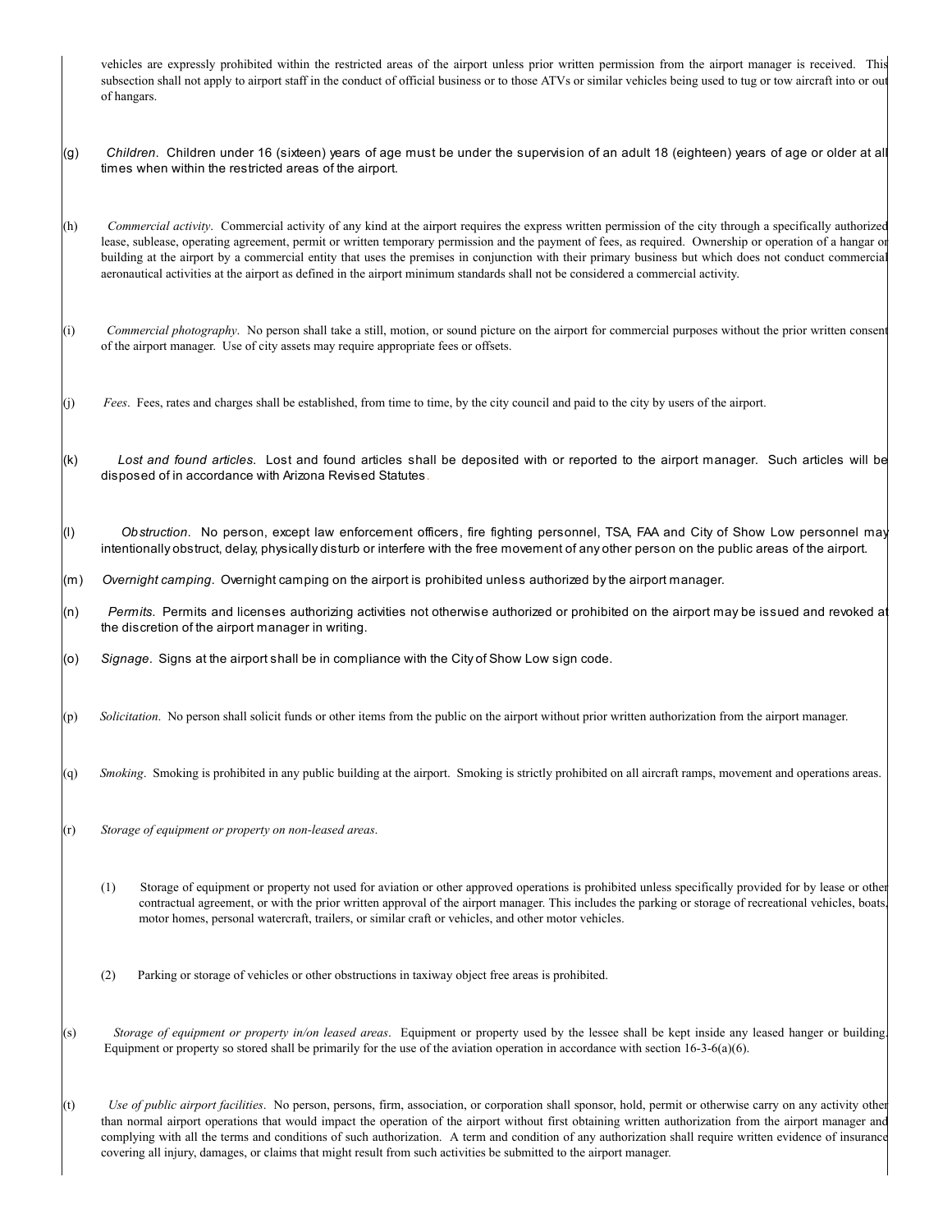vehicles are expressly prohibited within the restricted areas of the airport unless prior written permission from the airport manager is received. This subsection shall not apply to airport staff in the conduct of official business or to those ATVs or similar vehicles being used to tug or tow aircraft into or out of hangars.

(g) *Children*. Children under 16 (sixteen) years of age must be under the supervision of an adult 18 (eighteen) years of age or older at all times when within the restricted areas of the airport.

(h) *Commercial activity*. Commercial activity of any kind at the airport requires the express written permission of the city through a specifically authorized lease, sublease, operating agreement, permit or written temporary permission and the payment of fees, as required. Ownership or operation of a hangar or building at the airport by a commercial entity that uses the premises in conjunction with their primary business but which does not conduct commercial aeronautical activities at the airport as defined in the airport minimum standards shall not be considered a commercial activity.

(i) *Commercial photography*. No person shall take a still, motion, or sound picture on the airport for commercial purposes without the prior written consent of the airport manager. Use of city assets may require appropriate fees or offsets.

(j) *Fees*. Fees, rates and charges shall be established, from time to time, by the city council and paid to the city by users of the airport.

(k) *Lost and found articles*. Lost and found articles shall be deposited with or reported to the airport manager. Such articles will be disposed of in accordance with Arizona Revised Statutes.

(l) *Obstruction*. No person, except law enforcement officers, fire fighting personnel, TSA, FAA and City of Show Low personnel may intentionally obstruct, delay, physically disturb or interfere with the free movement of any other person on the public areas of the airport.

(m) *Overnight camping*. Overnight camping on the airport is prohibited unless authorized by the airport manager.

(n) *Permits*. Permits and licenses authorizing activities not otherwise authorized or prohibited on the airport may be issued and revoked at the discretion of the airport manager in writing.

(o) *Signage*. Signs at the airport shall be in compliance with the City of Show Low sign code.

(p) *Solicitation*. No person shall solicit funds or other items from the public on the airport without prior written authorization from the airport manager.

(q) *Smoking*. Smoking is prohibited in any public building at the airport. Smoking is strictly prohibited on all aircraft ramps, movement and operations areas.

(r) *Storage of equipment or property on non-leased areas*.

(1) Storage of equipment or property not used for aviation or other approved operations is prohibited unless specifically provided for by lease or other contractual agreement, or with the prior written approval of the airport manager. This includes the parking or storage of recreational vehicles, boats, motor homes, personal watercraft, trailers, or similar craft or vehicles, and other motor vehicles.

(2) Parking or storage of vehicles or other obstructions in taxiway object free areas is prohibited.

(s) *Storage of equipment or property in/on leased areas*. Equipment or property used by the lessee shall be kept inside any leased hanger or building. Equipment or property so stored shall be primarily for the use of the aviation operation in accordance with section 16-3-6(a)(6).

(t) *Use of public airport facilities*. No person, persons, firm, association, or corporation shall sponsor, hold, permit or otherwise carry on any activity other than normal airport operations that would impact the operation of the airport without first obtaining written authorization from the airport manager and complying with all the terms and conditions of such authorization. A term and condition of any authorization shall require written evidence of insurance covering all injury, damages, or claims that might result from such activities be submitted to the airport manager.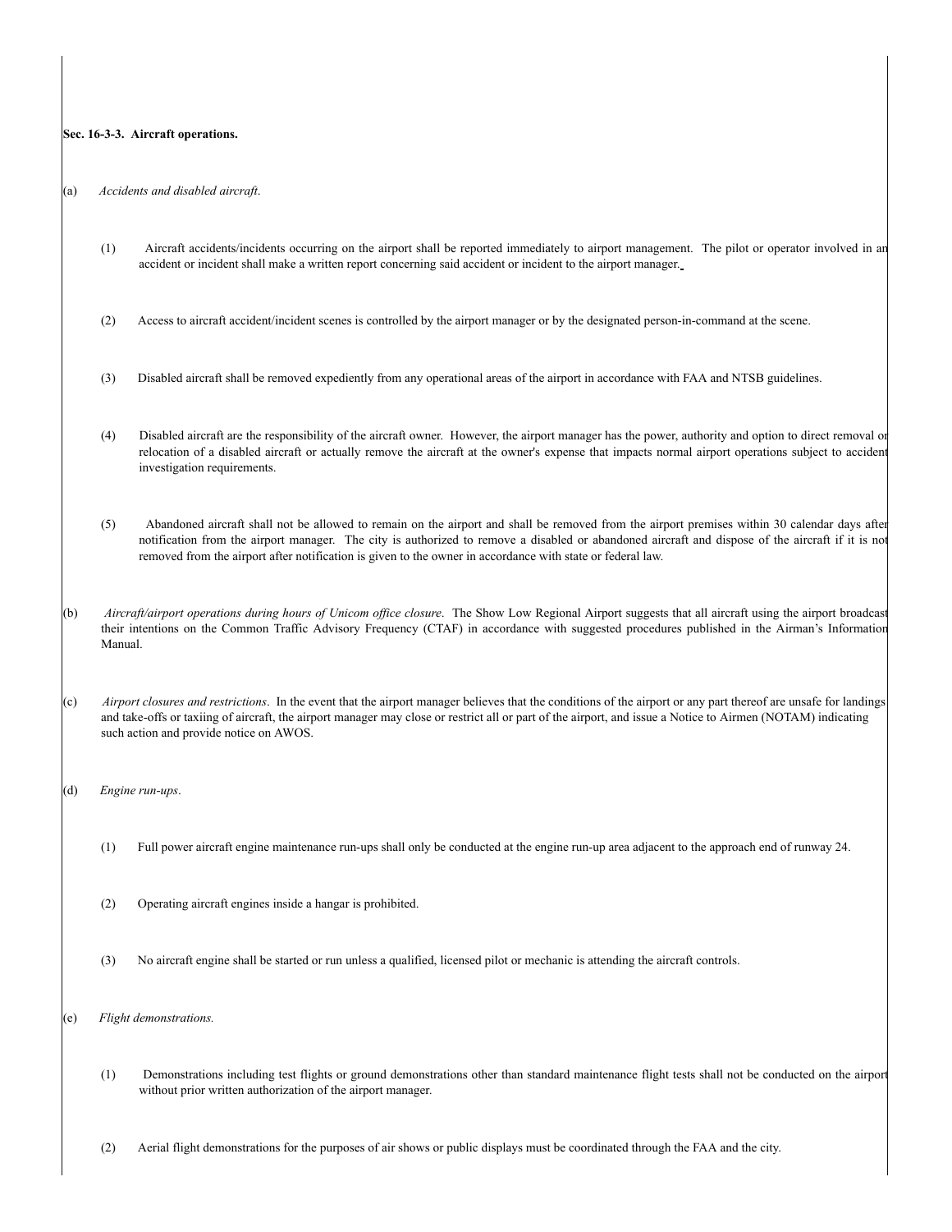**Sec. 16-3-3. Aircraft operations.**

(a) *Accidents and disabled aircraft*.

(1) Aircraft accidents/incidents occurring on the airport shall be reported immediately to airport management. The pilot or operator involved in an accident or incident shall make a written report concerning said accident or incident to the airport manager.

(2) Access to aircraft accident/incident scenes is controlled by the airport manager or by the designated person-in-command at the scene.

(3) Disabled aircraft shall be removed expediently from any operational areas of the airport in accordance with FAA and NTSB guidelines.

(4) Disabled aircraft are the responsibility of the aircraft owner. However, the airport manager has the power, authority and option to direct removal or relocation of a disabled aircraft or actually remove the aircraft at the owner's expense that impacts normal airport operations subject to accident investigation requirements.

(5) Abandoned aircraft shall not be allowed to remain on the airport and shall be removed from the airport premises within 30 calendar days after notification from the airport manager. The city is authorized to remove a disabled or abandoned aircraft and dispose of the aircraft if it is not removed from the airport after notification is given to the owner in accordance with state or federal law.

(b) *Aircraft/airport operations during hours of Unicom office closure*. The Show Low Regional Airport suggests that all aircraft using the airport broadcast their intentions on the Common Traffic Advisory Frequency (CTAF) in accordance with suggested procedures published in the Airman's Information Manual.

(c) *Airport closures and restrictions*. In the event that the airport manager believes that the conditions of the airport or any part thereof are unsafe for landings and take-offs or taxiing of aircraft, the airport manager may close or restrict all or part of the airport, and issue a Notice to Airmen (NOTAM) indicating such action and provide notice on AWOS.

(d) *Engine run-ups*.

(1) Full power aircraft engine maintenance run-ups shall only be conducted at the engine run-up area adjacent to the approach end of runway 24.

(2) Operating aircraft engines inside a hangar is prohibited.

(3) No aircraft engine shall be started or run unless a qualified, licensed pilot or mechanic is attending the aircraft controls.

(e) *Flight demonstrations.*

(1) Demonstrations including test flights or ground demonstrations other than standard maintenance flight tests shall not be conducted on the airport without prior written authorization of the airport manager.

(2) Aerial flight demonstrations for the purposes of air shows or public displays must be coordinated through the FAA and the city.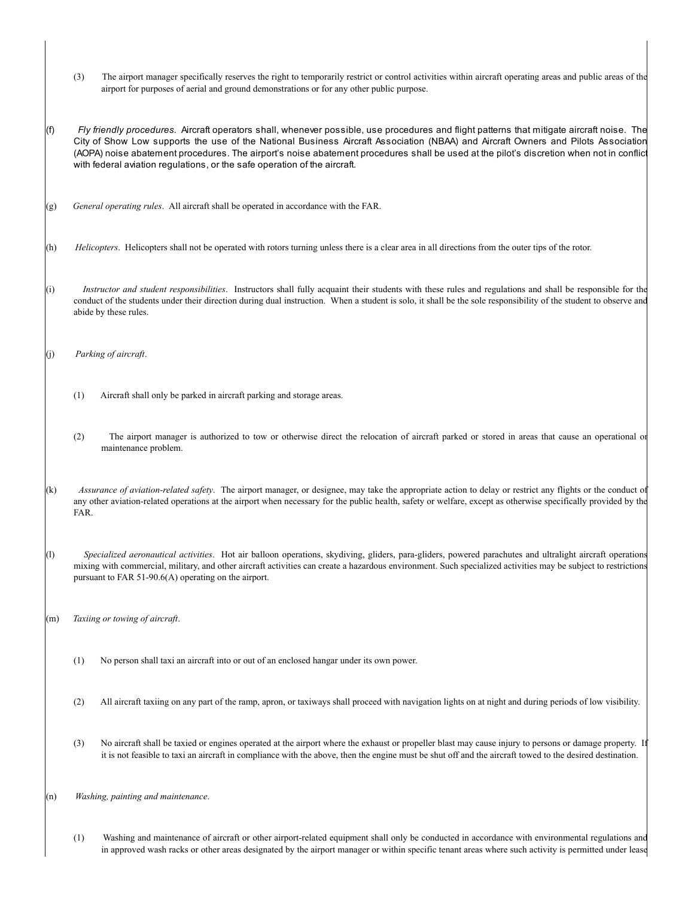(3) The airport manager specifically reserves the right to temporarily restrict or control activities within aircraft operating areas and public areas of the airport for purposes of aerial and ground demonstrations or for any other public purpose.

(f) *Fly friendly procedures.* Aircraft operators shall, whenever possible, use procedures and flight patterns that mitigate aircraft noise. The City of Show Low supports the use of the National Business Aircraft Association (NBAA) and Aircraft Owners and Pilots Association (AOPA) noise abatement procedures. The airport's noise abatement procedures shall be used at the pilot's discretion when not in conflict with federal aviation regulations, or the safe operation of the aircraft.

(g) *General operating rules*. All aircraft shall be operated in accordance with the FAR.

(h) *Helicopters*. Helicopters shall not be operated with rotors turning unless there is a clear area in all directions from the outer tips of the rotor.

(i) *Instructor and student responsibilities*. Instructors shall fully acquaint their students with these rules and regulations and shall be responsible for the conduct of the students under their direction during dual instruction. When a student is solo, it shall be the sole responsibility of the student to observe and abide by these rules.

(j) *Parking of aircraft*.

(1) Aircraft shall only be parked in aircraft parking and storage areas.

(2) The airport manager is authorized to tow or otherwise direct the relocation of aircraft parked or stored in areas that cause an operational or maintenance problem.

(k) *Assurance of aviation-related safety*. The airport manager, or designee, may take the appropriate action to delay or restrict any flights or the conduct of any other aviation-related operations at the airport when necessary for the public health, safety or welfare, except as otherwise specifically provided by the FAR.

(l) *Specialized aeronautical activities*. Hot air balloon operations, skydiving, gliders, para-gliders, powered parachutes and ultralight aircraft operations mixing with commercial, military, and other aircraft activities can create a hazardous environment. Such specialized activities may be subject to restrictions pursuant to FAR 51-90.6(A) operating on the airport.

(m) *Taxiing or towing of aircraft*.

(1) No person shall taxi an aircraft into or out of an enclosed hangar under its own power.

(2) All aircraft taxiing on any part of the ramp, apron, or taxiways shall proceed with navigation lights on at night and during periods of low visibility.

(3) No aircraft shall be taxied or engines operated at the airport where the exhaust or propeller blast may cause injury to persons or damage property. If it is not feasible to taxi an aircraft in compliance with the above, then the engine must be shut off and the aircraft towed to the desired destination.

(n) *Washing, painting and maintenance*.

(1) Washing and maintenance of aircraft or other airport-related equipment shall only be conducted in accordance with environmental regulations and in approved wash racks or other areas designated by the airport manager or within specific tenant areas where such activity is permitted under lease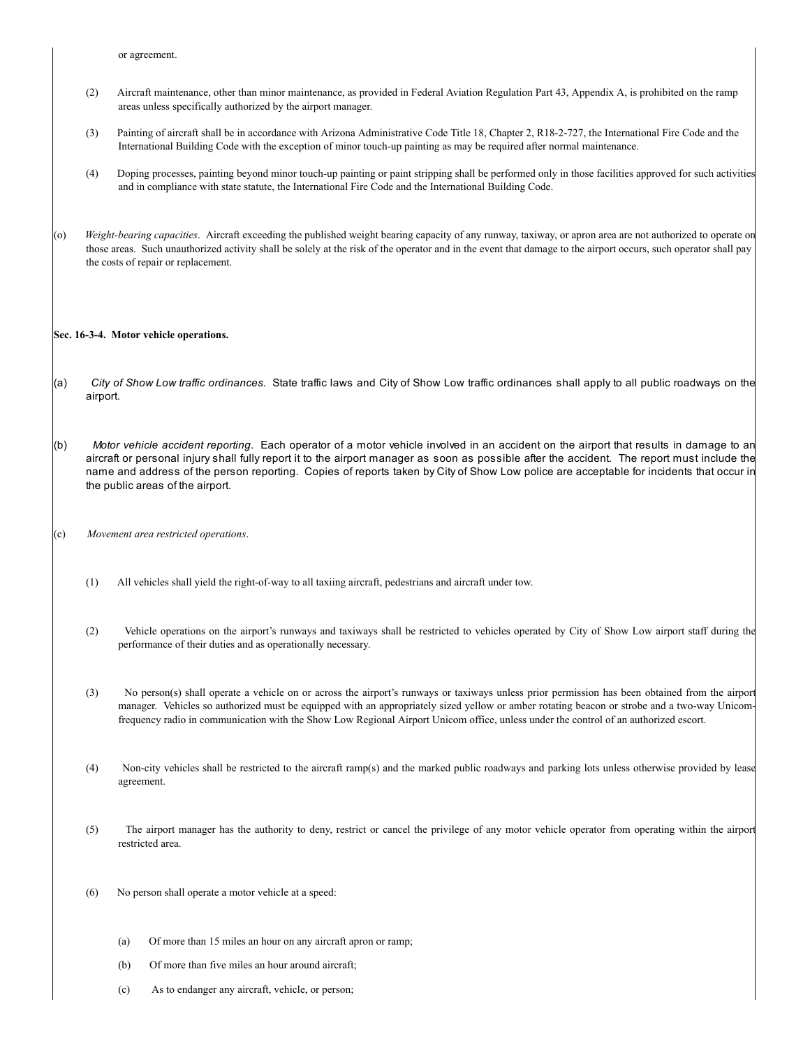or agreement.

(2) Aircraft maintenance, other than minor maintenance, as provided in Federal Aviation Regulation Part 43, Appendix A, is prohibited on the ramp areas unless specifically authorized by the airport manager.

(3) Painting of aircraft shall be in accordance with Arizona Administrative Code Title 18, Chapter 2, R18-2-727, the International Fire Code and the International Building Code with the exception of minor touch-up painting as may be required after normal maintenance.

(4) Doping processes, painting beyond minor touch-up painting or paint stripping shall be performed only in those facilities approved for such activities and in compliance with state statute, the International Fire Code and the International Building Code.

(o) *Weight-bearing capacities*. Aircraft exceeding the published weight bearing capacity of any runway, taxiway, or apron area are not authorized to operate on those areas. Such unauthorized activity shall be solely at the risk of the operator and in the event that damage to the airport occurs, such operator shall pay the costs of repair or replacement.

**Sec. 16-3-4. Motor vehicle operations.**

(a) *City of Show Low traffic ordinances.* State traffic laws and City of Show Low traffic ordinances shall apply to all public roadways on the airport.

(b) *Motor vehicle accident reporting*. Each operator of a motor vehicle involved in an accident on the airport that results in damage to an aircraft or personal injury shall fully report it to the airport manager as soon as possible after the accident. The report must include the name and address of the person reporting. Copies of reports taken by City of Show Low police are acceptable for incidents that occur in the public areas of the airport.

(c) *Movement area restricted operations*.

(1) All vehicles shall yield the right-of-way to all taxiing aircraft, pedestrians and aircraft under tow.

(2) Vehicle operations on the airport's runways and taxiways shall be restricted to vehicles operated by City of Show Low airport staff during the performance of their duties and as operationally necessary.

(3) No person(s) shall operate a vehicle on or across the airport's runways or taxiways unless prior permission has been obtained from the airport manager. Vehicles so authorized must be equipped with an appropriately sized yellow or amber rotating beacon or strobe and a two-way Unicom-frequency radio in communication with the Show Low Regional Airport Unicom office, unless under the control of an authorized escort.

(4) Non-city vehicles shall be restricted to the aircraft ramp(s) and the marked public roadways and parking lots unless otherwise provided by lease agreement.

(5) The airport manager has the authority to deny, restrict or cancel the privilege of any motor vehicle operator from operating within the airport restricted area.

(6) No person shall operate a motor vehicle at a speed:

(a) Of more than 15 miles an hour on any aircraft apron or ramp;

(b) Of more than five miles an hour around aircraft;

(c) As to endanger any aircraft, vehicle, or person;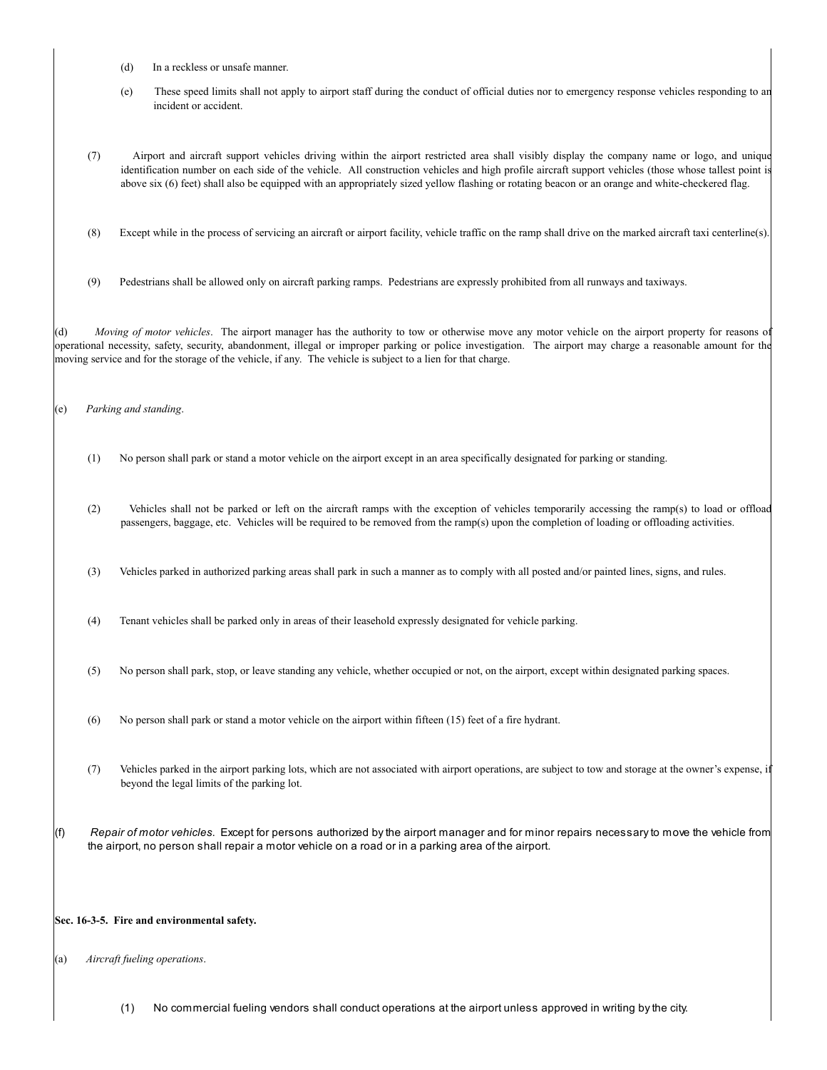(d) In a reckless or unsafe manner.

(e) These speed limits shall not apply to airport staff during the conduct of official duties nor to emergency response vehicles responding to an incident or accident.

(7) Airport and aircraft support vehicles driving within the airport restricted area shall visibly display the company name or logo, and unique identification number on each side of the vehicle. All construction vehicles and high profile aircraft support vehicles (those whose tallest point is above six (6) feet) shall also be equipped with an appropriately sized yellow flashing or rotating beacon or an orange and white-checkered flag.

(8) Except while in the process of servicing an aircraft or airport facility, vehicle traffic on the ramp shall drive on the marked aircraft taxi centerline(s).

(9) Pedestrians shall be allowed only on aircraft parking ramps. Pedestrians are expressly prohibited from all runways and taxiways.

(d) *Moving of motor vehicles*. The airport manager has the authority to tow or otherwise move any motor vehicle on the airport property for reasons of operational necessity, safety, security, abandonment, illegal or improper parking or police investigation. The airport may charge a reasonable amount for the moving service and for the storage of the vehicle, if any. The vehicle is subject to a lien for that charge.

(e) *Parking and standing*.

(1) No person shall park or stand a motor vehicle on the airport except in an area specifically designated for parking or standing.

(2) Vehicles shall not be parked or left on the aircraft ramps with the exception of vehicles temporarily accessing the ramp(s) to load or offload passengers, baggage, etc. Vehicles will be required to be removed from the ramp(s) upon the completion of loading or offloading activities.

(3) Vehicles parked in authorized parking areas shall park in such a manner as to comply with all posted and/or painted lines, signs, and rules.

(4) Tenant vehicles shall be parked only in areas of their leasehold expressly designated for vehicle parking.

(5) No person shall park, stop, or leave standing any vehicle, whether occupied or not, on the airport, except within designated parking spaces.

(6) No person shall park or stand a motor vehicle on the airport within fifteen (15) feet of a fire hydrant.

(7) Vehicles parked in the airport parking lots, which are not associated with airport operations, are subject to tow and storage at the owner's expense, if beyond the legal limits of the parking lot.

(f) *Repair of motor vehicles.* Except for persons authorized by the airport manager and for minor repairs necessary to move the vehicle from the airport, no person shall repair a motor vehicle on a road or in a parking area of the airport.

**Sec. 16-3-5. Fire and environmental safety.**

(a) *Aircraft fueling operations*.

(1) No commercial fueling vendors shall conduct operations at the airport unless approved in writing by the city.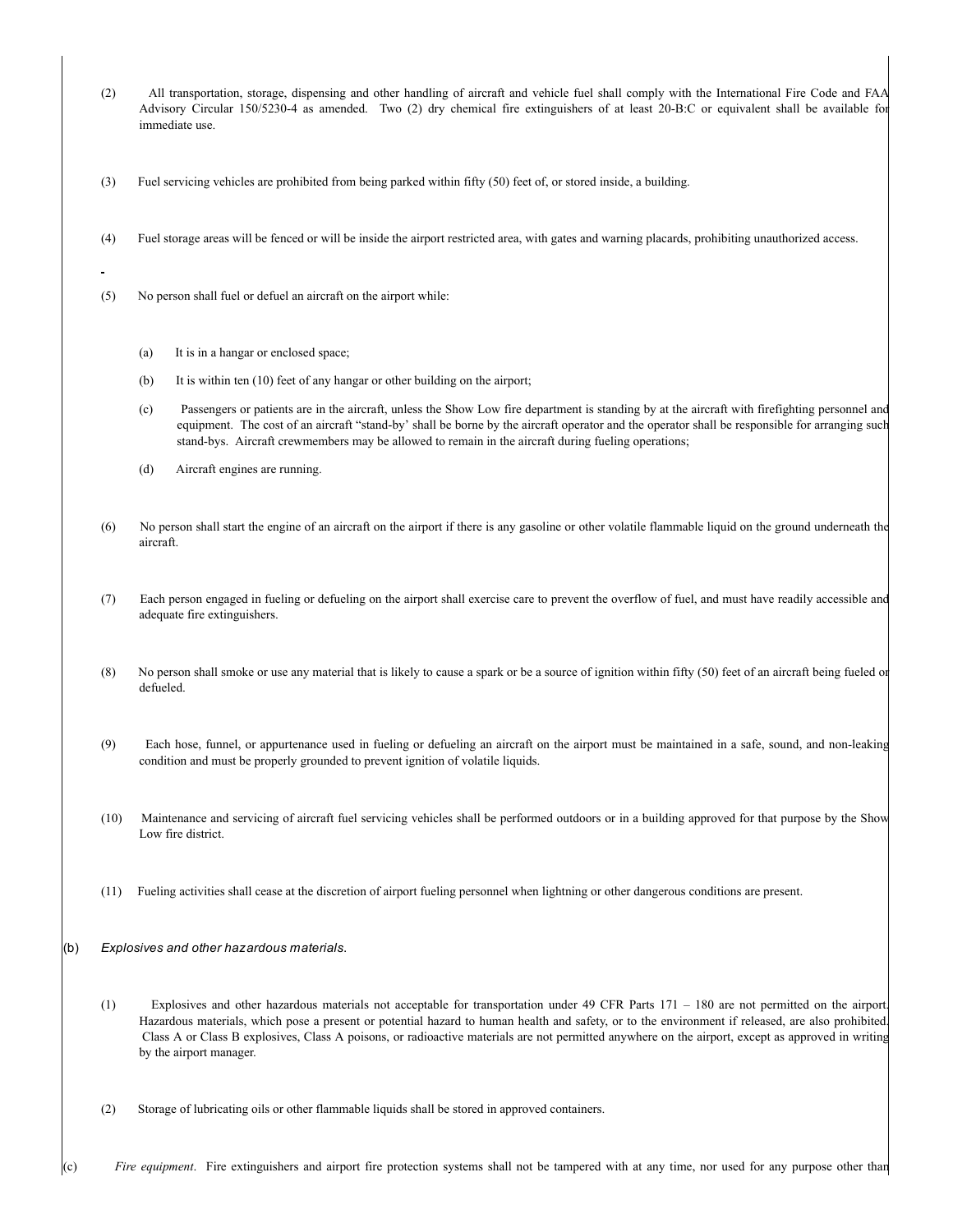(2) All transportation, storage, dispensing and other handling of aircraft and vehicle fuel shall comply with the International Fire Code and FAA Advisory Circular 150/5230-4 as amended. Two (2) dry chemical fire extinguishers of at least 20-B:C or equivalent shall be available for immediate use.

(3) Fuel servicing vehicles are prohibited from being parked within fifty (50) feet of, or stored inside, a building.

(4) Fuel storage areas will be fenced or will be inside the airport restricted area, with gates and warning placards, prohibiting unauthorized access.

(5) No person shall fuel or defuel an aircraft on the airport while:

(a) It is in a hangar or enclosed space;

(b) It is within ten (10) feet of any hangar or other building on the airport;

(c) Passengers or patients are in the aircraft, unless the Show Low fire department is standing by at the aircraft with firefighting personnel and equipment. The cost of an aircraft "stand-by' shall be borne by the aircraft operator and the operator shall be responsible for arranging such stand-bys. Aircraft crewmembers may be allowed to remain in the aircraft during fueling operations;

(d) Aircraft engines are running.

(6) No person shall start the engine of an aircraft on the airport if there is any gasoline or other volatile flammable liquid on the ground underneath the aircraft.

(7) Each person engaged in fueling or defueling on the airport shall exercise care to prevent the overflow of fuel, and must have readily accessible and adequate fire extinguishers.

(8) No person shall smoke or use any material that is likely to cause a spark or be a source of ignition within fifty (50) feet of an aircraft being fueled or defueled.

(9) Each hose, funnel, or appurtenance used in fueling or defueling an aircraft on the airport must be maintained in a safe, sound, and non-leaking condition and must be properly grounded to prevent ignition of volatile liquids.

(10) Maintenance and servicing of aircraft fuel servicing vehicles shall be performed outdoors or in a building approved for that purpose by the Show Low fire district.

(11) Fueling activities shall cease at the discretion of airport fueling personnel when lightning or other dangerous conditions are present.

(b) *Explosives and other hazardous materials.*

(1) Explosives and other hazardous materials not acceptable for transportation under 49 CFR Parts 171 – 180 are not permitted on the airport. Hazardous materials, which pose a present or potential hazard to human health and safety, or to the environment if released, are also prohibited. Class A or Class B explosives, Class A poisons, or radioactive materials are not permitted anywhere on the airport, except as approved in writing by the airport manager.

(2) Storage of lubricating oils or other flammable liquids shall be stored in approved containers.

(c) *Fire equipment*. Fire extinguishers and airport fire protection systems shall not be tampered with at any time, nor used for any purpose other than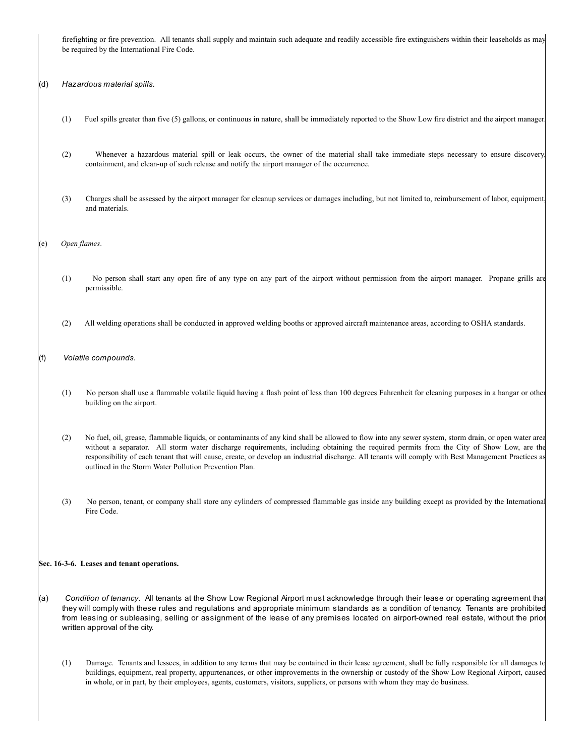firefighting or fire prevention. All tenants shall supply and maintain such adequate and readily accessible fire extinguishers within their leaseholds as may be required by the International Fire Code.

(d) *Hazardous material spills.*

(1) Fuel spills greater than five (5) gallons, or continuous in nature, shall be immediately reported to the Show Low fire district and the airport manager.

(2) Whenever a hazardous material spill or leak occurs, the owner of the material shall take immediate steps necessary to ensure discovery, containment, and clean-up of such release and notify the airport manager of the occurrence.

(3) Charges shall be assessed by the airport manager for cleanup services or damages including, but not limited to, reimbursement of labor, equipment, and materials.

(e) *Open flames*.

(1) No person shall start any open fire of any type on any part of the airport without permission from the airport manager. Propane grills are permissible.

(2) All welding operations shall be conducted in approved welding booths or approved aircraft maintenance areas, according to OSHA standards.

(f) *Volatile compounds.*

(1) No person shall use a flammable volatile liquid having a flash point of less than 100 degrees Fahrenheit for cleaning purposes in a hangar or other building on the airport.

(2) No fuel, oil, grease, flammable liquids, or contaminants of any kind shall be allowed to flow into any sewer system, storm drain, or open water area without a separator. All storm water discharge requirements, including obtaining the required permits from the City of Show Low, are the responsibility of each tenant that will cause, create, or develop an industrial discharge. All tenants will comply with Best Management Practices as outlined in the Storm Water Pollution Prevention Plan.

(3) No person, tenant, or company shall store any cylinders of compressed flammable gas inside any building except as provided by the International Fire Code.

**Sec. 16-3-6. Leases and tenant operations.**

(a) *Condition of tenancy*. All tenants at the Show Low Regional Airport must acknowledge through their lease or operating agreement that they will comply with these rules and regulations and appropriate minimum standards as a condition of tenancy. Tenants are prohibited from leasing or subleasing, selling or assignment of the lease of any premises located on airport-owned real estate, without the prior written approval of the city.

(1) Damage. Tenants and lessees, in addition to any terms that may be contained in their lease agreement, shall be fully responsible for all damages to buildings, equipment, real property, appurtenances, or other improvements in the ownership or custody of the Show Low Regional Airport, caused in whole, or in part, by their employees, agents, customers, visitors, suppliers, or persons with whom they may do business.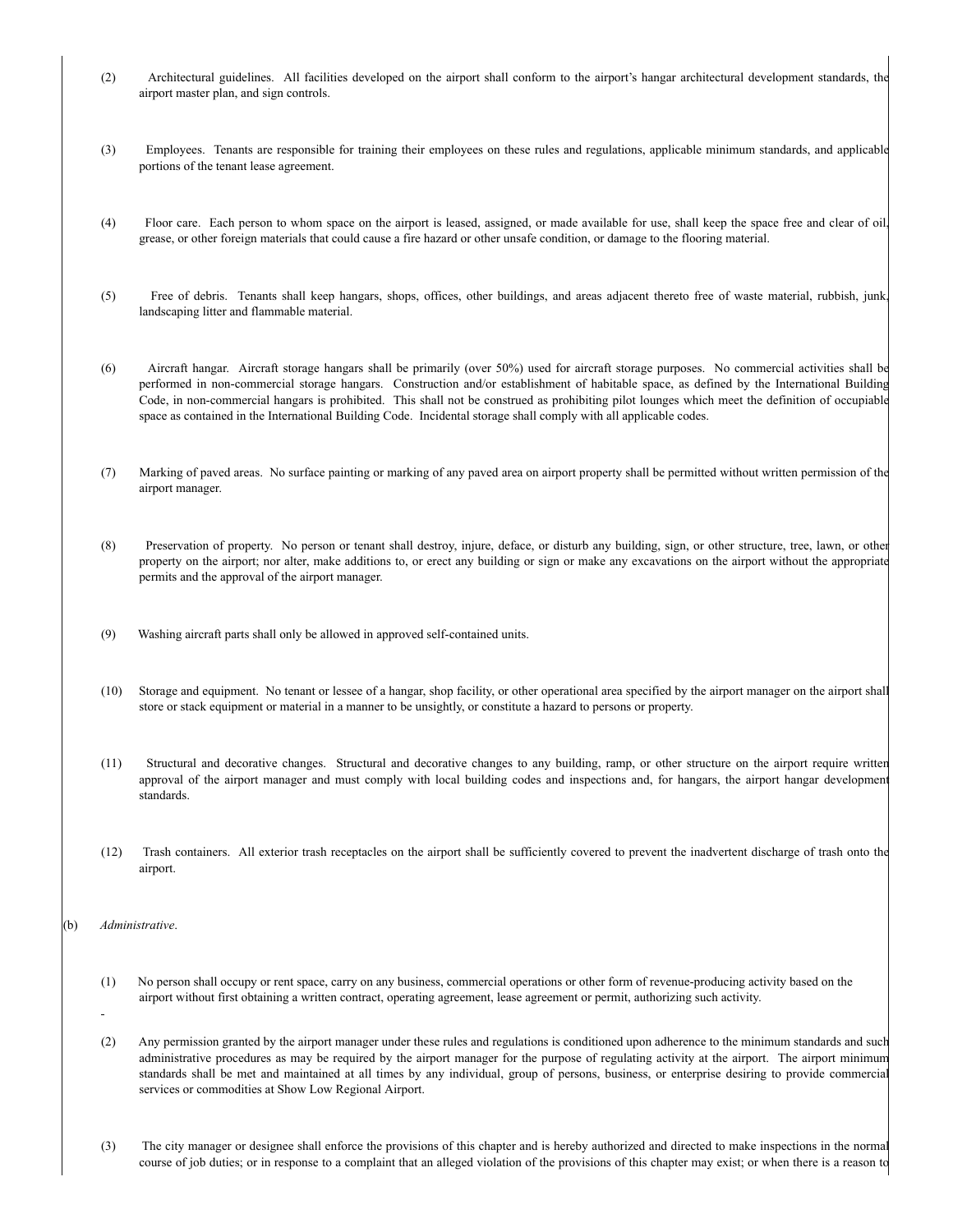(2) Architectural guidelines. All facilities developed on the airport shall conform to the airport's hangar architectural development standards, the airport master plan, and sign controls.

(3) Employees. Tenants are responsible for training their employees on these rules and regulations, applicable minimum standards, and applicable portions of the tenant lease agreement.

(4) Floor care. Each person to whom space on the airport is leased, assigned, or made available for use, shall keep the space free and clear of oil, grease, or other foreign materials that could cause a fire hazard or other unsafe condition, or damage to the flooring material.

(5) Free of debris. Tenants shall keep hangars, shops, offices, other buildings, and areas adjacent thereto free of waste material, rubbish, junk, landscaping litter and flammable material.

(6) Aircraft hangar. Aircraft storage hangars shall be primarily (over 50%) used for aircraft storage purposes. No commercial activities shall be performed in non-commercial storage hangars. Construction and/or establishment of habitable space, as defined by the International Building Code, in non-commercial hangars is prohibited. This shall not be construed as prohibiting pilot lounges which meet the definition of occupiable space as contained in the International Building Code. Incidental storage shall comply with all applicable codes.

(7) Marking of paved areas. No surface painting or marking of any paved area on airport property shall be permitted without written permission of the airport manager.

(8) Preservation of property. No person or tenant shall destroy, injure, deface, or disturb any building, sign, or other structure, tree, lawn, or other property on the airport; nor alter, make additions to, or erect any building or sign or make any excavations on the airport without the appropriate permits and the approval of the airport manager.

(9) Washing aircraft parts shall only be allowed in approved self-contained units.

(10) Storage and equipment. No tenant or lessee of a hangar, shop facility, or other operational area specified by the airport manager on the airport shall store or stack equipment or material in a manner to be unsightly, or constitute a hazard to persons or property.

(11) Structural and decorative changes. Structural and decorative changes to any building, ramp, or other structure on the airport require written approval of the airport manager and must comply with local building codes and inspections and, for hangars, the airport hangar development standards.

(12) Trash containers. All exterior trash receptacles on the airport shall be sufficiently covered to prevent the inadvertent discharge of trash onto the airport.

(b) *Administrative*.

(1) No person shall occupy or rent space, carry on any business, commercial operations or other form of revenue-producing activity based on the airport without first obtaining a written contract, operating agreement, lease agreement or permit, authorizing such activity.

(2) Any permission granted by the airport manager under these rules and regulations is conditioned upon adherence to the minimum standards and such administrative procedures as may be required by the airport manager for the purpose of regulating activity at the airport. The airport minimum standards shall be met and maintained at all times by any individual, group of persons, business, or enterprise desiring to provide commercial services or commodities at Show Low Regional Airport.

(3) The city manager or designee shall enforce the provisions of this chapter and is hereby authorized and directed to make inspections in the normal course of job duties; or in response to a complaint that an alleged violation of the provisions of this chapter may exist; or when there is a reason to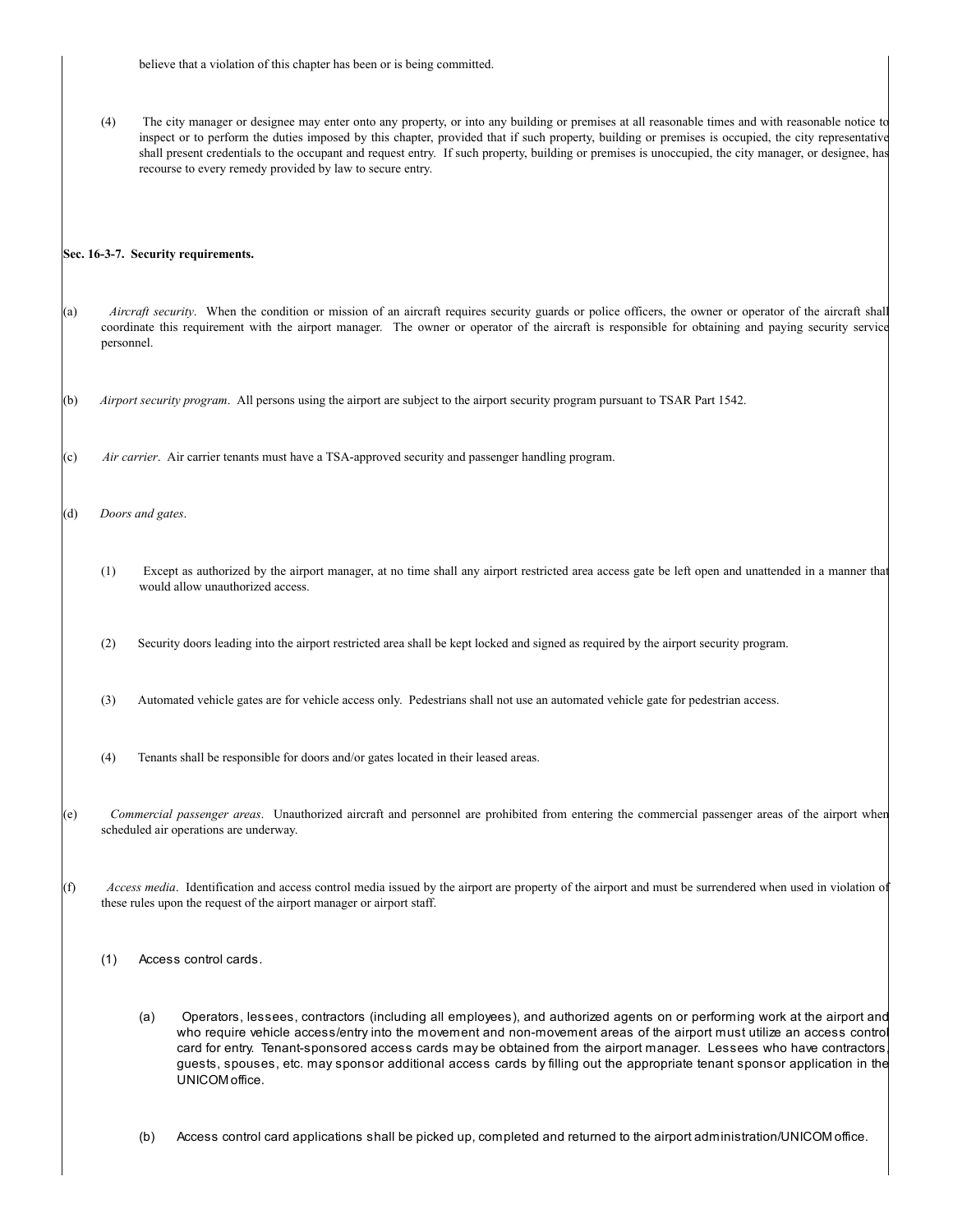believe that a violation of this chapter has been or is being committed.

(4) The city manager or designee may enter onto any property, or into any building or premises at all reasonable times and with reasonable notice to inspect or to perform the duties imposed by this chapter, provided that if such property, building or premises is occupied, the city representative shall present credentials to the occupant and request entry. If such property, building or premises is unoccupied, the city manager, or designee, has recourse to every remedy provided by law to secure entry.

**Sec. 16-3-7. Security requirements.**

(a) *Aircraft security*. When the condition or mission of an aircraft requires security guards or police officers, the owner or operator of the aircraft shall coordinate this requirement with the airport manager. The owner or operator of the aircraft is responsible for obtaining and paying security service personnel.

(b) *Airport security program*. All persons using the airport are subject to the airport security program pursuant to TSAR Part 1542.

(c) *Air carrier*. Air carrier tenants must have a TSA-approved security and passenger handling program.

(d) *Doors and gates*.

(1) Except as authorized by the airport manager, at no time shall any airport restricted area access gate be left open and unattended in a manner that would allow unauthorized access.

(2) Security doors leading into the airport restricted area shall be kept locked and signed as required by the airport security program.

(3) Automated vehicle gates are for vehicle access only. Pedestrians shall not use an automated vehicle gate for pedestrian access.

(4) Tenants shall be responsible for doors and/or gates located in their leased areas.

(e) *Commercial passenger areas*. Unauthorized aircraft and personnel are prohibited from entering the commercial passenger areas of the airport when scheduled air operations are underway.

(f) *Access media*. Identification and access control media issued by the airport are property of the airport and must be surrendered when used in violation of these rules upon the request of the airport manager or airport staff.

(1) Access control cards.

(a) Operators, lessees, contractors (including all employees), and authorized agents on or performing work at the airport and who require vehicle access/entry into the movement and non-movement areas of the airport must utilize an access control card for entry. Tenant-sponsored access cards may be obtained from the airport manager. Lessees who have contractors, guests, spouses, etc. may sponsor additional access cards by filling out the appropriate tenant sponsor application in the UNICOM office.

(b) Access control card applications shall be picked up, completed and returned to the airport administration/UNICOM office.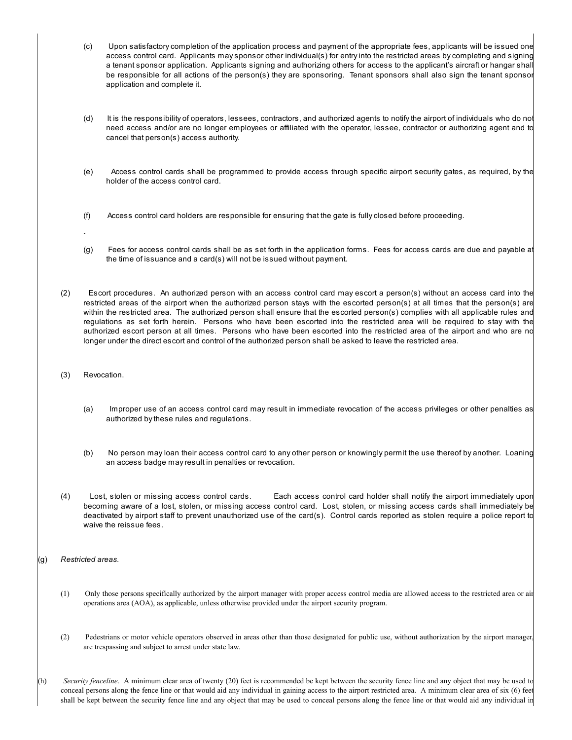(c) Upon satisfactory completion of the application process and payment of the appropriate fees, applicants will be issued one access control card. Applicants may sponsor other individual(s) for entry into the restricted areas by completing and signing a tenant sponsor application. Applicants signing and authorizing others for access to the applicant's aircraft or hangar shall be responsible for all actions of the person(s) they are sponsoring. Tenant sponsors shall also sign the tenant sponsor application and complete it.

(d) It is the responsibility of operators, lessees, contractors, and authorized agents to notify the airport of individuals who do not need access and/or are no longer employees or affiliated with the operator, lessee, contractor or authorizing agent and to cancel that person(s) access authority.

(e) Access control cards shall be programmed to provide access through specific airport security gates, as required, by the holder of the access control card.

(f) Access control card holders are responsible for ensuring that the gate is fully closed before proceeding.

-

(g) Fees for access control cards shall be as set forth in the application forms. Fees for access cards are due and payable at the time of issuance and a card(s) will not be issued without payment.

(2) Escort procedures. An authorized person with an access control card may escort a person(s) without an access card into the restricted areas of the airport when the authorized person stays with the escorted person(s) at all times that the person(s) are within the restricted area. The authorized person shall ensure that the escorted person(s) complies with all applicable rules and regulations as set forth herein. Persons who have been escorted into the restricted area will be required to stay with the authorized escort person at all times. Persons who have been escorted into the restricted area of the airport and who are no longer under the direct escort and control of the authorized person shall be asked to leave the restricted area.

(3) Revocation.

(a) Improper use of an access control card may result in immediate revocation of the access privileges or other penalties as authorized by these rules and regulations.

(b) No person may loan their access control card to any other person or knowingly permit the use thereof by another. Loaning an access badge may result in penalties or revocation.

(4) Lost, stolen or missing access control cards. Each access control card holder shall notify the airport immediately upon becoming aware of a lost, stolen, or missing access control card. Lost, stolen, or missing access cards shall immediately be deactivated by airport staff to prevent unauthorized use of the card(s). Control cards reported as stolen require a police report to waive the reissue fees.

(g) *Restricted areas.*

(1) Only those persons specifically authorized by the airport manager with proper access control media are allowed access to the restricted area or air operations area (AOA), as applicable, unless otherwise provided under the airport security program.

(2) Pedestrians or motor vehicle operators observed in areas other than those designated for public use, without authorization by the airport manager, are trespassing and subject to arrest under state law.

(h) *Security fenceline*. A minimum clear area of twenty (20) feet is recommended be kept between the security fence line and any object that may be used to conceal persons along the fence line or that would aid any individual in gaining access to the airport restricted area. A minimum clear area of six (6) feet shall be kept between the security fence line and any object that may be used to conceal persons along the fence line or that would aid any individual in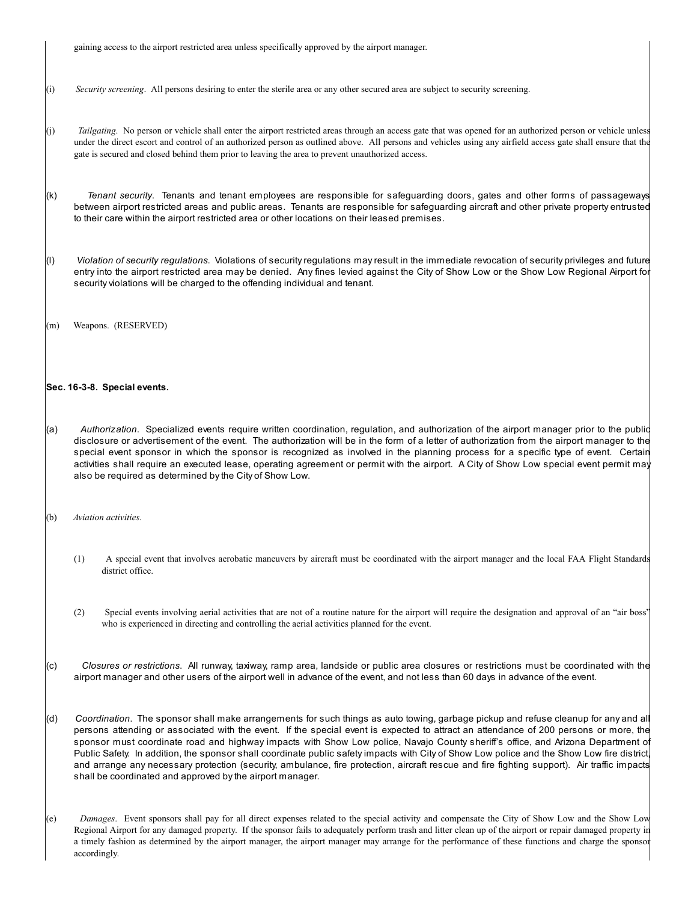gaining access to the airport restricted area unless specifically approved by the airport manager.

(i) *Security screening*. All persons desiring to enter the sterile area or any other secured area are subject to security screening.

(j) *Tailgating*. No person or vehicle shall enter the airport restricted areas through an access gate that was opened for an authorized person or vehicle unless under the direct escort and control of an authorized person as outlined above. All persons and vehicles using any airfield access gate shall ensure that the gate is secured and closed behind them prior to leaving the area to prevent unauthorized access.

(k) *Tenant security*. Tenants and tenant employees are responsible for safeguarding doors, gates and other forms of passageways between airport restricted areas and public areas. Tenants are responsible for safeguarding aircraft and other private property entrusted to their care within the airport restricted area or other locations on their leased premises.

(l) *Violation of security regulations.* Violations of security regulations may result in the immediate revocation of security privileges and future entry into the airport restricted area may be denied. Any fines levied against the City of Show Low or the Show Low Regional Airport for security violations will be charged to the offending individual and tenant.

(m) Weapons. (RESERVED)

**Sec. 16-3-8. Special events.**

(a) *Authorization*. Specialized events require written coordination, regulation, and authorization of the airport manager prior to the public disclosure or advertisement of the event. The authorization will be in the form of a letter of authorization from the airport manager to the special event sponsor in which the sponsor is recognized as involved in the planning process for a specific type of event. Certain activities shall require an executed lease, operating agreement or permit with the airport. A City of Show Low special event permit may also be required as determined by the City of Show Low.

(b) *Aviation activities*.

(1) A special event that involves aerobatic maneuvers by aircraft must be coordinated with the airport manager and the local FAA Flight Standards district office.

(2) Special events involving aerial activities that are not of a routine nature for the airport will require the designation and approval of an "air boss" who is experienced in directing and controlling the aerial activities planned for the event.

(c) *Closures or restrictions.* All runway, taxiway, ramp area, landside or public area closures or restrictions must be coordinated with the airport manager and other users of the airport well in advance of the event, and not less than 60 days in advance of the event.

(d) *Coordination*. The sponsor shall make arrangements for such things as auto towing, garbage pickup and refuse cleanup for any and all persons attending or associated with the event. If the special event is expected to attract an attendance of 200 persons or more, the sponsor must coordinate road and highway impacts with Show Low police, Navajo County sheriff's office, and Arizona Department of Public Safety. In addition, the sponsor shall coordinate public safety impacts with City of Show Low police and the Show Low fire district, and arrange any necessary protection (security, ambulance, fire protection, aircraft rescue and fire fighting support). Air traffic impacts shall be coordinated and approved by the airport manager.

(e) *Damages*. Event sponsors shall pay for all direct expenses related to the special activity and compensate the City of Show Low and the Show Low Regional Airport for any damaged property. If the sponsor fails to adequately perform trash and litter clean up of the airport or repair damaged property in a timely fashion as determined by the airport manager, the airport manager may arrange for the performance of these functions and charge the sponsor accordingly.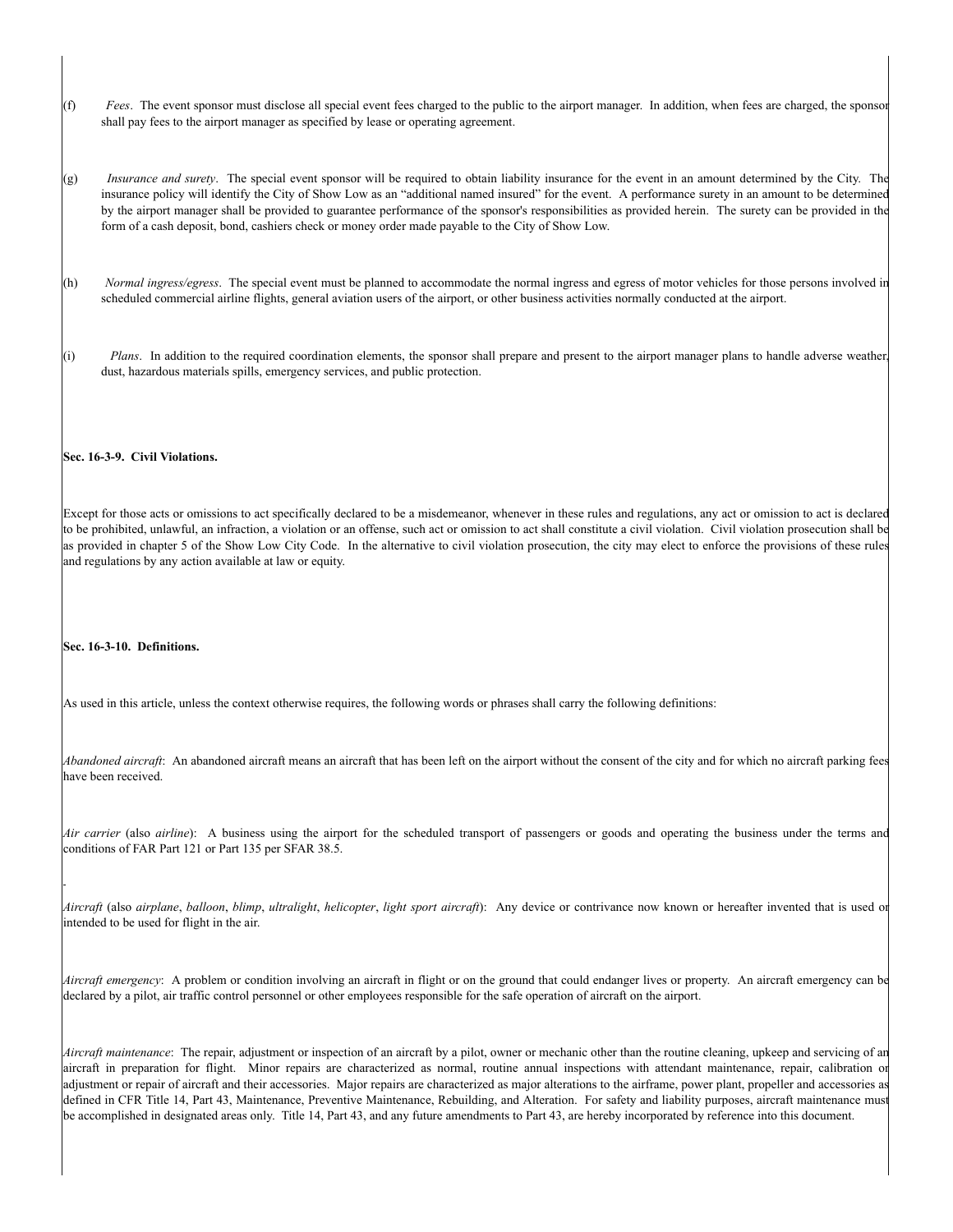(f) *Fees*. The event sponsor must disclose all special event fees charged to the public to the airport manager. In addition, when fees are charged, the sponsor shall pay fees to the airport manager as specified by lease or operating agreement.

(g) *Insurance and surety*. The special event sponsor will be required to obtain liability insurance for the event in an amount determined by the City. The insurance policy will identify the City of Show Low as an "additional named insured" for the event. A performance surety in an amount to be determined by the airport manager shall be provided to guarantee performance of the sponsor's responsibilities as provided herein. The surety can be provided in the form of a cash deposit, bond, cashiers check or money order made payable to the City of Show Low.

(h) *Normal ingress/egress*. The special event must be planned to accommodate the normal ingress and egress of motor vehicles for those persons involved in scheduled commercial airline flights, general aviation users of the airport, or other business activities normally conducted at the airport.

(i) *Plans*. In addition to the required coordination elements, the sponsor shall prepare and present to the airport manager plans to handle adverse weather, dust, hazardous materials spills, emergency services, and public protection.

**Sec. 16-3-9. Civil Violations.**

Except for those acts or omissions to act specifically declared to be a misdemeanor, whenever in these rules and regulations, any act or omission to act is declared to be prohibited, unlawful, an infraction, a violation or an offense, such act or omission to act shall constitute a civil violation. Civil violation prosecution shall be as provided in chapter 5 of the Show Low City Code. In the alternative to civil violation prosecution, the city may elect to enforce the provisions of these rules and regulations by any action available at law or equity.

**Sec. 16-3-10. Definitions.**

As used in this article, unless the context otherwise requires, the following words or phrases shall carry the following definitions:

*Abandoned aircraft*: An abandoned aircraft means an aircraft that has been left on the airport without the consent of the city and for which no aircraft parking fees have been received.

*Air carrier* (also *airline*): A business using the airport for the scheduled transport of passengers or goods and operating the business under the terms and conditions of FAR Part 121 or Part 135 per SFAR 38.5.

*Aircraft* (also *airplane*, *balloon*, *blimp*, *ultralight*, *helicopter*, *light sport aircraft*): Any device or contrivance now known or hereafter invented that is used or intended to be used for flight in the air.

*Aircraft emergency*: A problem or condition involving an aircraft in flight or on the ground that could endanger lives or property. An aircraft emergency can be declared by a pilot, air traffic control personnel or other employees responsible for the safe operation of aircraft on the airport.

*Aircraft maintenance*: The repair, adjustment or inspection of an aircraft by a pilot, owner or mechanic other than the routine cleaning, upkeep and servicing of an aircraft in preparation for flight. Minor repairs are characterized as normal, routine annual inspections with attendant maintenance, repair, calibration or adjustment or repair of aircraft and their accessories. Major repairs are characterized as major alterations to the airframe, power plant, propeller and accessories as defined in CFR Title 14, Part 43, Maintenance, Preventive Maintenance, Rebuilding, and Alteration. For safety and liability purposes, aircraft maintenance must be accomplished in designated areas only. Title 14, Part 43, and any future amendments to Part 43, are hereby incorporated by reference into this document.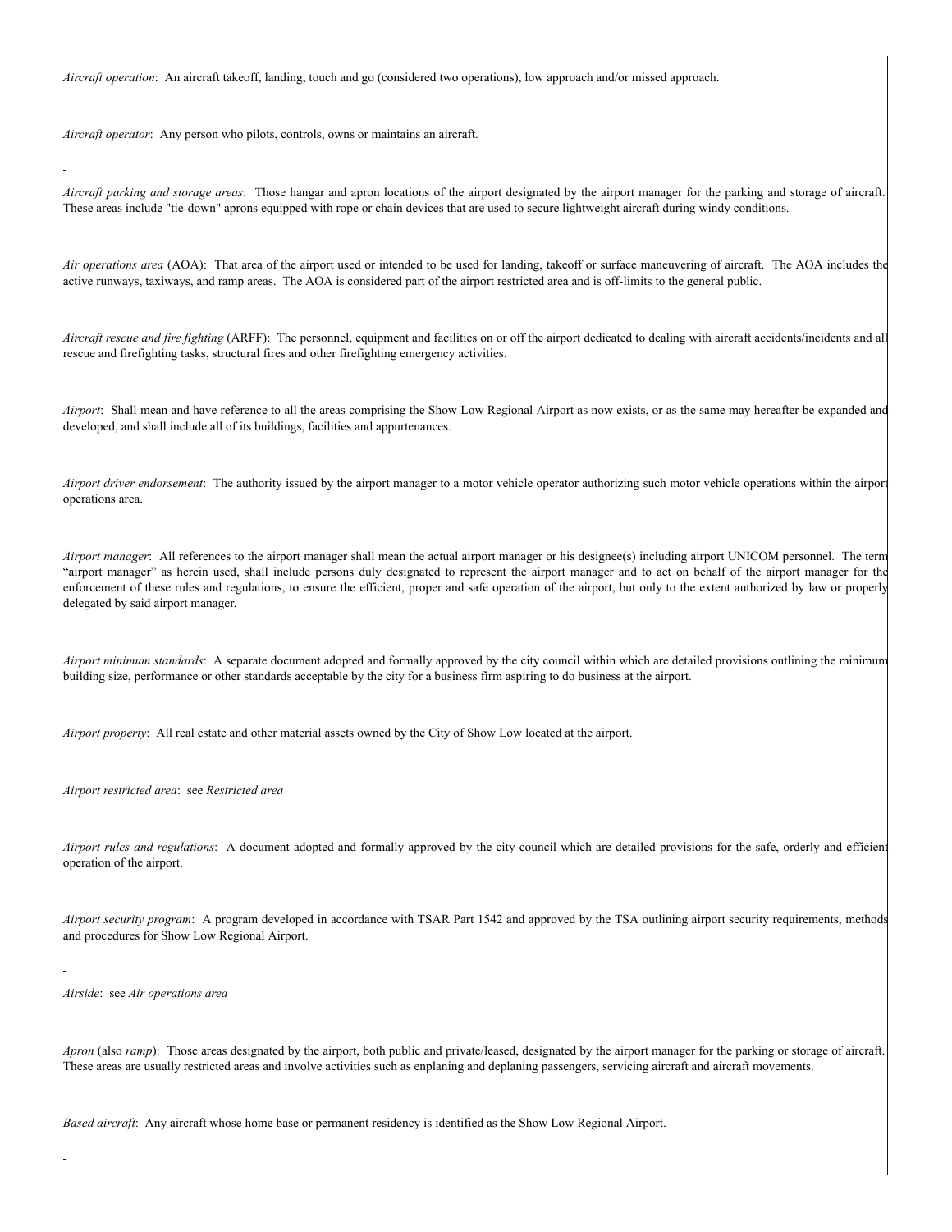*Aircraft operation*: An aircraft takeoff, landing, touch and go (considered two operations), low approach and/or missed approach.

*Aircraft operator*: Any person who pilots, controls, owns or maintains an aircraft.

*Aircraft parking and storage areas*: Those hangar and apron locations of the airport designated by the airport manager for the parking and storage of aircraft. These areas include "tie-down" aprons equipped with rope or chain devices that are used to secure lightweight aircraft during windy conditions.

*Air operations area* (AOA): That area of the airport used or intended to be used for landing, takeoff or surface maneuvering of aircraft. The AOA includes the active runways, taxiways, and ramp areas. The AOA is considered part of the airport restricted area and is off-limits to the general public.

*Aircraft rescue and fire fighting* (ARFF): The personnel, equipment and facilities on or off the airport dedicated to dealing with aircraft accidents/incidents and all rescue and firefighting tasks, structural fires and other firefighting emergency activities.

*Airport*: Shall mean and have reference to all the areas comprising the Show Low Regional Airport as now exists, or as the same may hereafter be expanded and developed, and shall include all of its buildings, facilities and appurtenances.

*Airport driver endorsement*: The authority issued by the airport manager to a motor vehicle operator authorizing such motor vehicle operations within the airport operations area.

*Airport manager*: All references to the airport manager shall mean the actual airport manager or his designee(s) including airport UNICOM personnel. The term "airport manager" as herein used, shall include persons duly designated to represent the airport manager and to act on behalf of the airport manager for the enforcement of these rules and regulations, to ensure the efficient, proper and safe operation of the airport, but only to the extent authorized by law or properly delegated by said airport manager.

*Airport minimum standards*: A separate document adopted and formally approved by the city council within which are detailed provisions outlining the minimum building size, performance or other standards acceptable by the city for a business firm aspiring to do business at the airport.

*Airport property*: All real estate and other material assets owned by the City of Show Low located at the airport.

*Airport restricted area*: see *Restricted area*

*Airport rules and regulations*: A document adopted and formally approved by the city council which are detailed provisions for the safe, orderly and efficient operation of the airport.

*Airport security program*: A program developed in accordance with TSAR Part 1542 and approved by the TSA outlining airport security requirements, methods and procedures for Show Low Regional Airport.

*Airside*: see *Air operations area*

*Apron* (also *ramp*): Those areas designated by the airport, both public and private/leased, designated by the airport manager for the parking or storage of aircraft. These areas are usually restricted areas and involve activities such as enplaning and deplaning passengers, servicing aircraft and aircraft movements.

*Based aircraft*: Any aircraft whose home base or permanent residency is identified as the Show Low Regional Airport.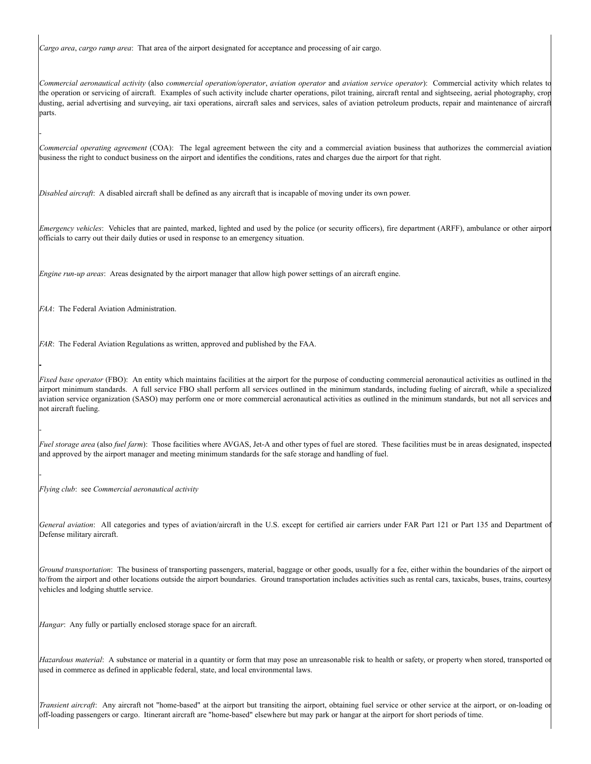*Cargo area*, *cargo ramp area*: That area of the airport designated for acceptance and processing of air cargo.

*Commercial aeronautical activity* (also *commercial operation/operator*, *aviation operator* and *aviation service operator*): Commercial activity which relates to the operation or servicing of aircraft. Examples of such activity include charter operations, pilot training, aircraft rental and sightseeing, aerial photography, crop dusting, aerial advertising and surveying, air taxi operations, aircraft sales and services, sales of aviation petroleum products, repair and maintenance of aircraft parts.

*Commercial operating agreement* (COA): The legal agreement between the city and a commercial aviation business that authorizes the commercial aviation business the right to conduct business on the airport and identifies the conditions, rates and charges due the airport for that right.

*Disabled aircraft*: A disabled aircraft shall be defined as any aircraft that is incapable of moving under its own power.

*Emergency vehicles*: Vehicles that are painted, marked, lighted and used by the police (or security officers), fire department (ARFF), ambulance or other airport officials to carry out their daily duties or used in response to an emergency situation.

*Engine run-up areas*: Areas designated by the airport manager that allow high power settings of an aircraft engine.

*FAA*: The Federal Aviation Administration.

*FAR*: The Federal Aviation Regulations as written, approved and published by the FAA.

*Fixed base operator* (FBO): An entity which maintains facilities at the airport for the purpose of conducting commercial aeronautical activities as outlined in the airport minimum standards. A full service FBO shall perform all services outlined in the minimum standards, including fueling of aircraft, while a specialized aviation service organization (SASO) may perform one or more commercial aeronautical activities as outlined in the minimum standards, but not all services and not aircraft fueling.

*Fuel storage area* (also *fuel farm*): Those facilities where AVGAS, Jet-A and other types of fuel are stored. These facilities must be in areas designated, inspected and approved by the airport manager and meeting minimum standards for the safe storage and handling of fuel.

*Flying club*: see *Commercial aeronautical activity*

*General aviation*: All categories and types of aviation/aircraft in the U.S. except for certified air carriers under FAR Part 121 or Part 135 and Department of Defense military aircraft.

*Ground transportation*: The business of transporting passengers, material, baggage or other goods, usually for a fee, either within the boundaries of the airport or to/from the airport and other locations outside the airport boundaries. Ground transportation includes activities such as rental cars, taxicabs, buses, trains, courtesy vehicles and lodging shuttle service.

*Hangar*: Any fully or partially enclosed storage space for an aircraft.

*Hazardous material*: A substance or material in a quantity or form that may pose an unreasonable risk to health or safety, or property when stored, transported or used in commerce as defined in applicable federal, state, and local environmental laws.

*Transient aircraft*: Any aircraft not "home-based" at the airport but transiting the airport, obtaining fuel service or other service at the airport, or on-loading or off-loading passengers or cargo. Itinerant aircraft are "home-based" elsewhere but may park or hangar at the airport for short periods of time.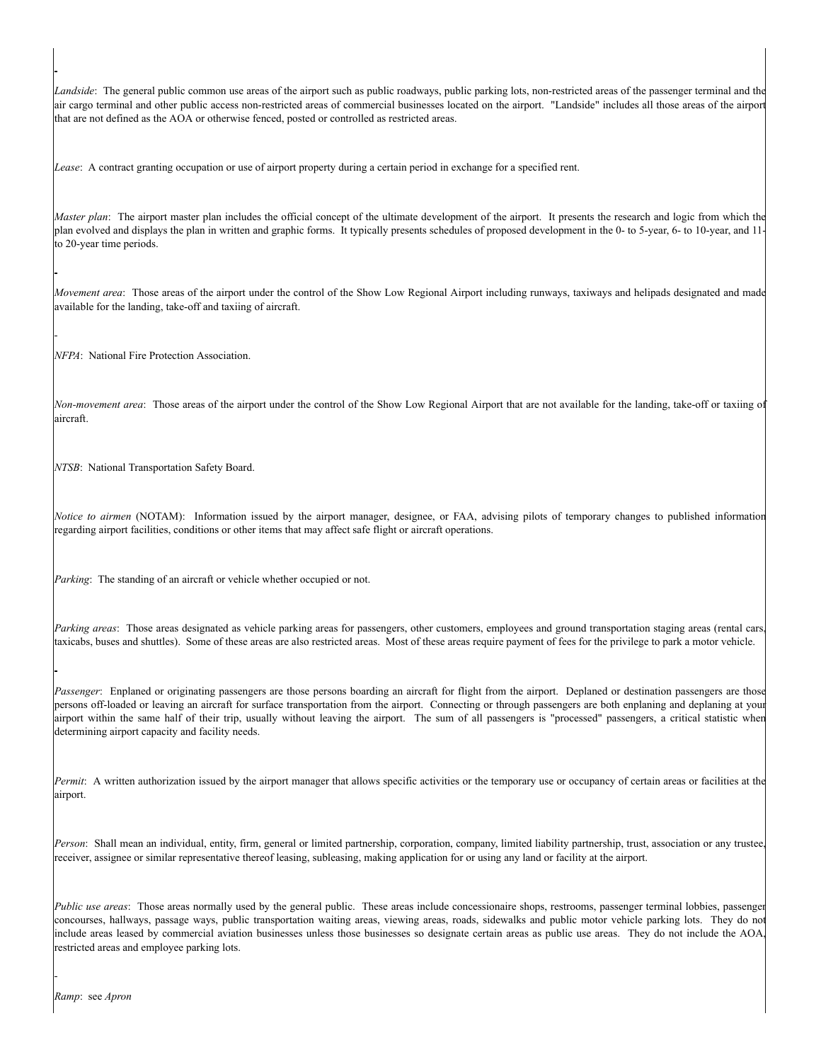*Landside*: The general public common use areas of the airport such as public roadways, public parking lots, non-restricted areas of the passenger terminal and the air cargo terminal and other public access non-restricted areas of commercial businesses located on the airport. "Landside" includes all those areas of the airport that are not defined as the AOA or otherwise fenced, posted or controlled as restricted areas.

*Lease*: A contract granting occupation or use of airport property during a certain period in exchange for a specified rent.

*Master plan*: The airport master plan includes the official concept of the ultimate development of the airport. It presents the research and logic from which the plan evolved and displays the plan in written and graphic forms. It typically presents schedules of proposed development in the 0- to 5-year, 6- to 10-year, and 11- to 20-year time periods.

*Movement area*: Those areas of the airport under the control of the Show Low Regional Airport including runways, taxiways and helipads designated and made available for the landing, take-off and taxiing of aircraft.

*NFPA*: National Fire Protection Association.

*Non-movement area*: Those areas of the airport under the control of the Show Low Regional Airport that are not available for the landing, take-off or taxiing of aircraft.

*NTSB*: National Transportation Safety Board.

*Notice to airmen* (NOTAM): Information issued by the airport manager, designee, or FAA, advising pilots of temporary changes to published information regarding airport facilities, conditions or other items that may affect safe flight or aircraft operations.

*Parking*: The standing of an aircraft or vehicle whether occupied or not.

*Parking areas*: Those areas designated as vehicle parking areas for passengers, other customers, employees and ground transportation staging areas (rental cars, taxicabs, buses and shuttles). Some of these areas are also restricted areas. Most of these areas require payment of fees for the privilege to park a motor vehicle.

*Passenger*: Enplaned or originating passengers are those persons boarding an aircraft for flight from the airport. Deplaned or destination passengers are those persons off-loaded or leaving an aircraft for surface transportation from the airport. Connecting or through passengers are both enplaning and deplaning at your airport within the same half of their trip, usually without leaving the airport. The sum of all passengers is "processed" passengers, a critical statistic when determining airport capacity and facility needs.

*Permit*: A written authorization issued by the airport manager that allows specific activities or the temporary use or occupancy of certain areas or facilities at the airport.

*Person*: Shall mean an individual, entity, firm, general or limited partnership, corporation, company, limited liability partnership, trust, association or any trustee, receiver, assignee or similar representative thereof leasing, subleasing, making application for or using any land or facility at the airport.

*Public use areas*: Those areas normally used by the general public. These areas include concessionaire shops, restrooms, passenger terminal lobbies, passenger concourses, hallways, passage ways, public transportation waiting areas, viewing areas, roads, sidewalks and public motor vehicle parking lots. They do not include areas leased by commercial aviation businesses unless those businesses so designate certain areas as public use areas. They do not include the AOA, restricted areas and employee parking lots.

*Ramp*: see *Apron*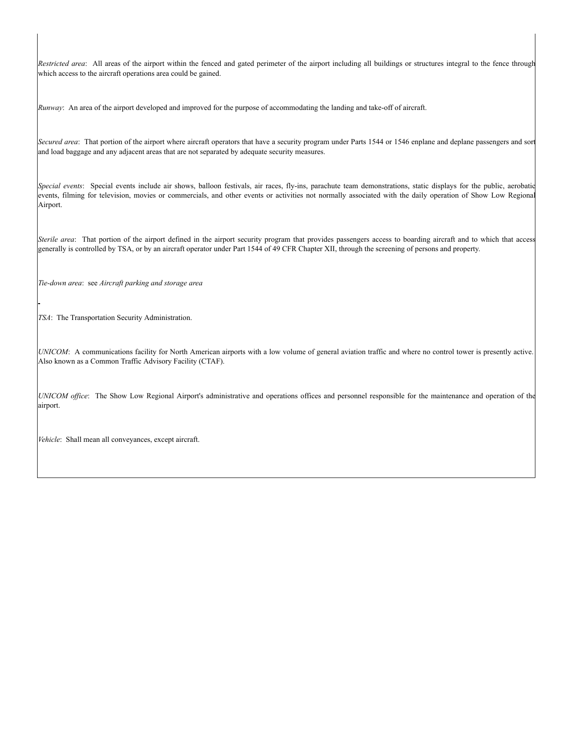*Restricted area*: All areas of the airport within the fenced and gated perimeter of the airport including all buildings or structures integral to the fence through which access to the aircraft operations area could be gained.

*Runway*: An area of the airport developed and improved for the purpose of accommodating the landing and take-off of aircraft.

*Secured area*: That portion of the airport where aircraft operators that have a security program under Parts 1544 or 1546 enplane and deplane passengers and sort and load baggage and any adjacent areas that are not separated by adequate security measures.

*Special events*: Special events include air shows, balloon festivals, air races, fly-ins, parachute team demonstrations, static displays for the public, aerobatic events, filming for television, movies or commercials, and other events or activities not normally associated with the daily operation of Show Low Regional Airport.

*Sterile area*: That portion of the airport defined in the airport security program that provides passengers access to boarding aircraft and to which that access generally is controlled by TSA, or by an aircraft operator under Part 1544 of 49 CFR Chapter XII, through the screening of persons and property.

*Tie-down area*: see *Aircraft parking and storage area*

*TSA*: The Transportation Security Administration.

*UNICOM*: A communications facility for North American airports with a low volume of general aviation traffic and where no control tower is presently active. Also known as a Common Traffic Advisory Facility (CTAF).

*UNICOM office*: The Show Low Regional Airport's administrative and operations offices and personnel responsible for the maintenance and operation of the airport.

*Vehicle*: Shall mean all conveyances, except aircraft.